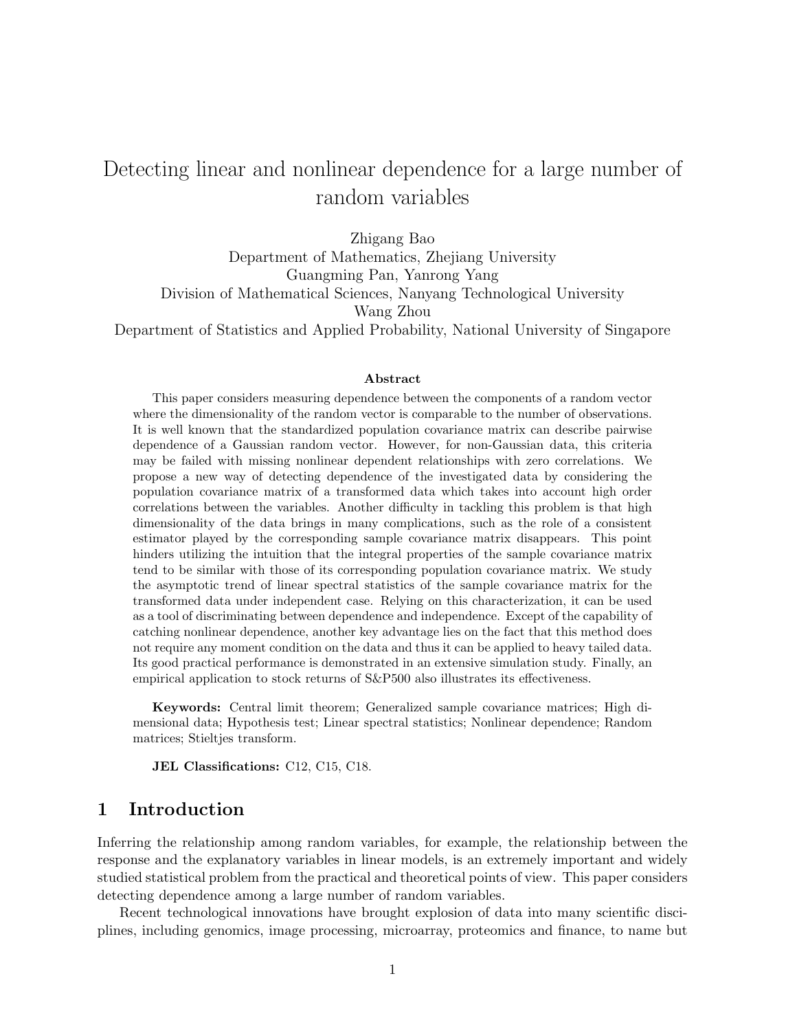# Detecting linear and nonlinear dependence for a large number of random variables

Zhigang Bao
Department of Mathematics, Zhejiang University
Guangming Pan, Yanrong Yang
Division of Mathematical Sciences, Nanyang Technological University
Wang Zhou
Department of Statistics and Applied Probability, National University of Singapore

**Abstract**

This paper considers measuring dependence between the components of a random vector where the dimensionality of the random vector is comparable to the number of observations. It is well known that the standardized population covariance matrix can describe pairwise dependence of a Gaussian random vector. However, for non-Gaussian data, this criteria may be failed with missing nonlinear dependent relationships with zero correlations. We propose a new way of detecting dependence of the investigated data by considering the population covariance matrix of a transformed data which takes into account high order correlations between the variables. Another difficulty in tackling this problem is that high dimensionality of the data brings in many complications, such as the role of a consistent estimator played by the corresponding sample covariance matrix disappears. This point hinders utilizing the intuition that the integral properties of the sample covariance matrix tend to be similar with those of its corresponding population covariance matrix. We study the asymptotic trend of linear spectral statistics of the sample covariance matrix for the transformed data under independent case. Relying on this characterization, it can be used as a tool of discriminating between dependence and independence. Except of the capability of catching nonlinear dependence, another key advantage lies on the fact that this method does not require any moment condition on the data and thus it can be applied to heavy tailed data. Its good practical performance is demonstrated in an extensive simulation study. Finally, an empirical application to stock returns of S&P500 also illustrates its effectiveness.

**Keywords:** Central limit theorem; Generalized sample covariance matrices; High dimensional data; Hypothesis test; Linear spectral statistics; Nonlinear dependence; Random matrices; Stieltjes transform.

**JEL Classifications:** C12, C15, C18.

## 1 Introduction

Inferring the relationship among random variables, for example, the relationship between the response and the explanatory variables in linear models, is an extremely important and widely studied statistical problem from the practical and theoretical points of view. This paper considers detecting dependence among a large number of random variables.

Recent technological innovations have brought explosion of data into many scientific disciplines, including genomics, image processing, microarray, proteomics and finance, to name but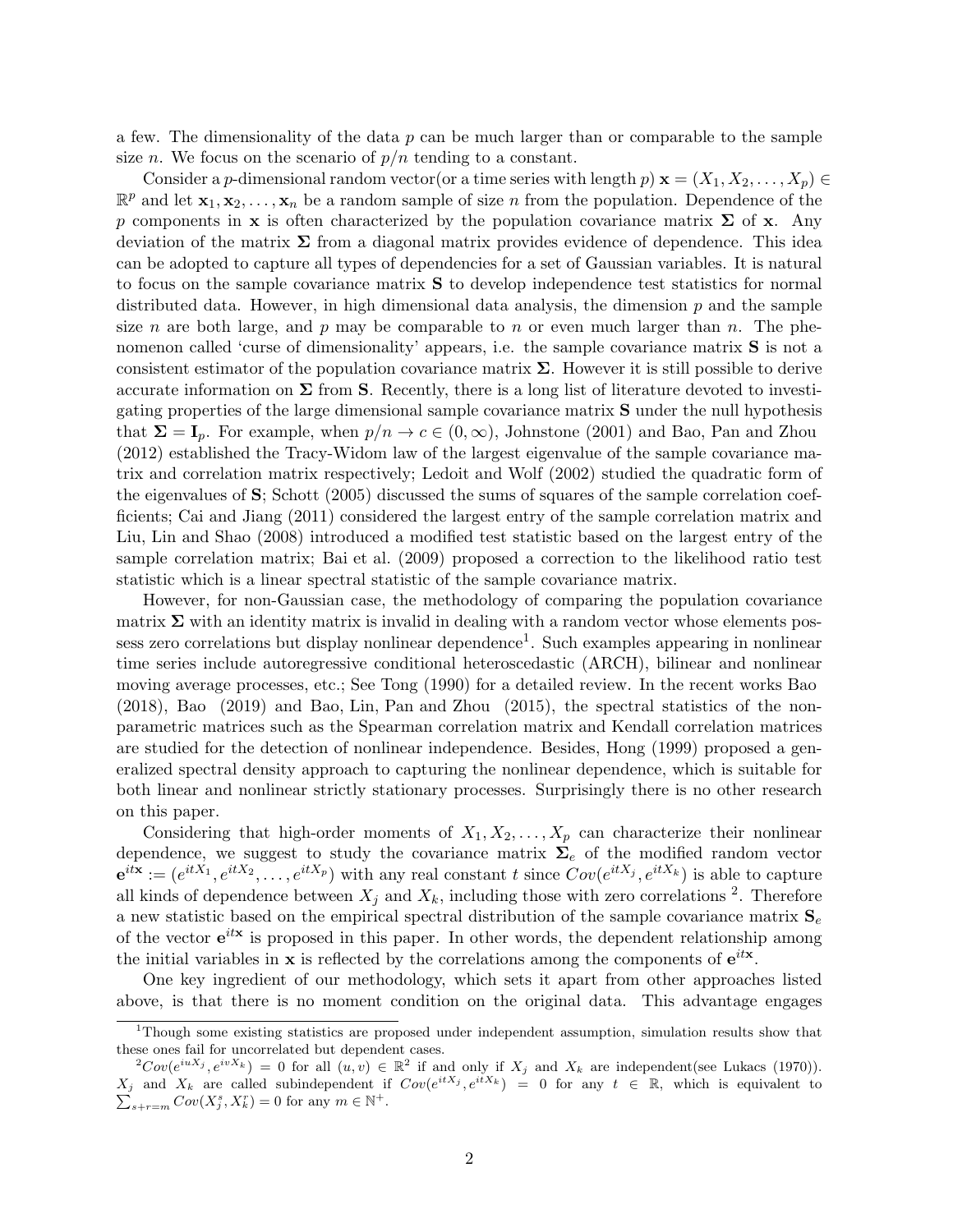a few. The dimensionality of the data $p$ can be much larger than or comparable to the sample size $n$. We focus on the scenario of $p/n$ tending to a constant.

Consider a $p$-dimensional random vector(or a time series with length $p$) $\mathbf{x} = (X_1, X_2, \ldots, X_p) \in \mathbb{R}^p$ and let $\mathbf{x}_1, \mathbf{x}_2, \ldots, \mathbf{x}_n$ be a random sample of size $n$ from the population. Dependence of the $p$ components in $\mathbf{x}$ is often characterized by the population covariance matrix $\boldsymbol{\Sigma}$ of $\mathbf{x}$. Any deviation of the matrix $\boldsymbol{\Sigma}$ from a diagonal matrix provides evidence of dependence. This idea can be adopted to capture all types of dependencies for a set of Gaussian variables. It is natural to focus on the sample covariance matrix $\mathbf{S}$ to develop independence test statistics for normal distributed data. However, in high dimensional data analysis, the dimension $p$ and the sample size $n$ are both large, and $p$ may be comparable to $n$ or even much larger than $n$. The phenomenon called 'curse of dimensionality' appears, i.e. the sample covariance matrix $\mathbf{S}$ is not a consistent estimator of the population covariance matrix $\boldsymbol{\Sigma}$. However it is still possible to derive accurate information on $\boldsymbol{\Sigma}$ from $\mathbf{S}$. Recently, there is a long list of literature devoted to investigating properties of the large dimensional sample covariance matrix $\mathbf{S}$ under the null hypothesis that $\boldsymbol{\Sigma} = \mathbf{I}_p$. For example, when $p/n \to c \in (0, \infty)$, Johnstone (2001) and Bao, Pan and Zhou (2012) established the Tracy-Widom law of the largest eigenvalue of the sample covariance matrix and correlation matrix respectively; Ledoit and Wolf (2002) studied the quadratic form of the eigenvalues of $\mathbf{S}$; Schott (2005) discussed the sums of squares of the sample correlation coefficients; Cai and Jiang (2011) considered the largest entry of the sample correlation matrix and Liu, Lin and Shao (2008) introduced a modified test statistic based on the largest entry of the sample correlation matrix; Bai et al. (2009) proposed a correction to the likelihood ratio test statistic which is a linear spectral statistic of the sample covariance matrix.

However, for non-Gaussian case, the methodology of comparing the population covariance matrix $\boldsymbol{\Sigma}$ with an identity matrix is invalid in dealing with a random vector whose elements possess zero correlations but display nonlinear dependence[1]. Such examples appearing in nonlinear time series include autoregressive conditional heteroscedastic (ARCH), bilinear and nonlinear moving average processes, etc.; See Tong (1990) for a detailed review. In the recent works Bao (2018), Bao (2019) and Bao, Lin, Pan and Zhou (2015), the spectral statistics of the nonparametric matrices such as the Spearman correlation matrix and Kendall correlation matrices are studied for the detection of nonlinear independence. Besides, Hong (1999) proposed a generalized spectral density approach to capturing the nonlinear dependence, which is suitable for both linear and nonlinear strictly stationary processes. Surprisingly there is no other research on this paper.

Considering that high-order moments of $X_1, X_2, \ldots, X_p$ can characterize their nonlinear dependence, we suggest to study the covariance matrix $\boldsymbol{\Sigma}_e$ of the modified random vector $\mathbf{e}^{it\mathbf{x}} := (e^{itX_1}, e^{itX_2}, \ldots, e^{itX_p})$ with any real constant $t$ since $Cov(e^{itX_j}, e^{itX_k})$ is able to capture all kinds of dependence between $X_j$ and $X_k$, including those with zero correlations [2]. Therefore a new statistic based on the empirical spectral distribution of the sample covariance matrix $\mathbf{S}_e$ of the vector $\mathbf{e}^{it\mathbf{x}}$ is proposed in this paper. In other words, the dependent relationship among the initial variables in $\mathbf{x}$ is reflected by the correlations among the components of $\mathbf{e}^{it\mathbf{x}}$.

One key ingredient of our methodology, which sets it apart from other approaches listed above, is that there is no moment condition on the original data. This advantage engages

[1] Though some existing statistics are proposed under independent assumption, simulation results show that these ones fail for uncorrelated but dependent cases.

[2] $Cov(e^{iuX_j}, e^{ivX_k}) = 0$ for all $(u, v) \in \mathbb{R}^2$ if and only if $X_j$ and $X_k$ are independent(see Lukacs (1970)). $X_j$ and $X_k$ are called subindependent if $Cov(e^{itX_j}, e^{itX_k}) = 0$ for any $t \in \mathbb{R}$, which is equivalent to $\sum_{s+r=m} Cov(X_j^s, X_k^r) = 0$ for any $m \in \mathbb{N}^+$.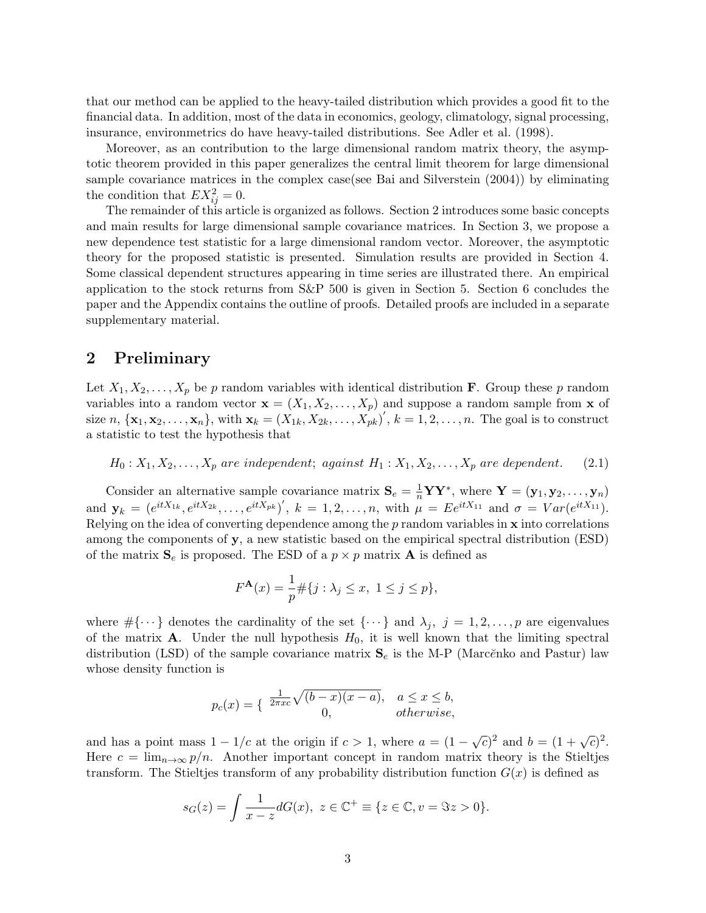that our method can be applied to the heavy-tailed distribution which provides a good fit to the financial data. In addition, most of the data in economics, geology, climatology, signal processing, insurance, environmetrics do have heavy-tailed distributions. See Adler et al. (1998).

Moreover, as an contribution to the large dimensional random matrix theory, the asymptotic theorem provided in this paper generalizes the central limit theorem for large dimensional sample covariance matrices in the complex case(see Bai and Silverstein (2004)) by eliminating the condition that $EX_{ij}^2 = 0$.

The remainder of this article is organized as follows. Section 2 introduces some basic concepts and main results for large dimensional sample covariance matrices. In Section 3, we propose a new dependence test statistic for a large dimensional random vector. Moreover, the asymptotic theory for the proposed statistic is presented. Simulation results are provided in Section 4. Some classical dependent structures appearing in time series are illustrated there. An empirical application to the stock returns from S&P 500 is given in Section 5. Section 6 concludes the paper and the Appendix contains the outline of proofs. Detailed proofs are included in a separate supplementary material.

## 2 Preliminary

Let $X_1, X_2, \ldots, X_p$ be $p$ random variables with identical distribution $\mathbf{F}$. Group these $p$ random variables into a random vector $\mathbf{x} = (X_1, X_2, \ldots, X_p)$ and suppose a random sample from $\mathbf{x}$ of size $n$, $\{\mathbf{x}_1, \mathbf{x}_2, \ldots, \mathbf{x}_n\}$, with $\mathbf{x}_k = (X_{1k}, X_{2k}, \ldots, X_{pk})'$, $k = 1, 2, \ldots, n$. The goal is to construct a statistic to test the hypothesis that

$$H_0 : X_1, X_2, \ldots, X_p \textit{ are independent}; \textit{ against } H_1 : X_1, X_2, \ldots, X_p \textit{ are dependent}. \tag{2.1}$$

Consider an alternative sample covariance matrix $\mathbf{S}_e = \frac{1}{n}\mathbf{Y}\mathbf{Y}^*$, where $\mathbf{Y} = (\mathbf{y}_1, \mathbf{y}_2, \ldots, \mathbf{y}_n)$ and $\mathbf{y}_k = (e^{itX_{1k}}, e^{itX_{2k}}, \ldots, e^{itX_{pk}})'$, $k = 1, 2, \ldots, n$, with $\mu = Ee^{itX_{11}}$ and $\sigma = Var(e^{itX_{11}})$. Relying on the idea of converting dependence among the $p$ random variables in $\mathbf{x}$ into correlations among the components of $\mathbf{y}$, a new statistic based on the empirical spectral distribution (ESD) of the matrix $\mathbf{S}_e$ is proposed. The ESD of a $p \times p$ matrix $\mathbf{A}$ is defined as

$$F^{\mathbf{A}}(x) = \frac{1}{p}\#\{j : \lambda_j \le x, \; 1 \le j \le p\},$$

where $\#\{\cdots\}$ denotes the cardinality of the set $\{\cdots\}$ and $\lambda_j$, $j = 1, 2, \ldots, p$ are eigenvalues of the matrix $\mathbf{A}$. Under the null hypothesis $H_0$, it is well known that the limiting spectral distribution (LSD) of the sample covariance matrix $\mathbf{S}_e$ is the M-P (Marčenko and Pastur) law whose density function is

$$p_c(x) = \begin{cases} \frac{1}{2\pi xc}\sqrt{(b-x)(x-a)}, & a \le x \le b, \\ 0, & otherwise, \end{cases}$$

and has a point mass $1 - 1/c$ at the origin if $c > 1$, where $a = (1 - \sqrt{c})^2$ and $b = (1 + \sqrt{c})^2$. Here $c = \lim_{n\to\infty} p/n$. Another important concept in random matrix theory is the Stieltjes transform. The Stieltjes transform of any probability distribution function $G(x)$ is defined as

$$s_G(z) = \int \frac{1}{x - z} dG(x), \; z \in \mathbb{C}^+ \equiv \{z \in \mathbb{C}, v = \Im z > 0\}.$$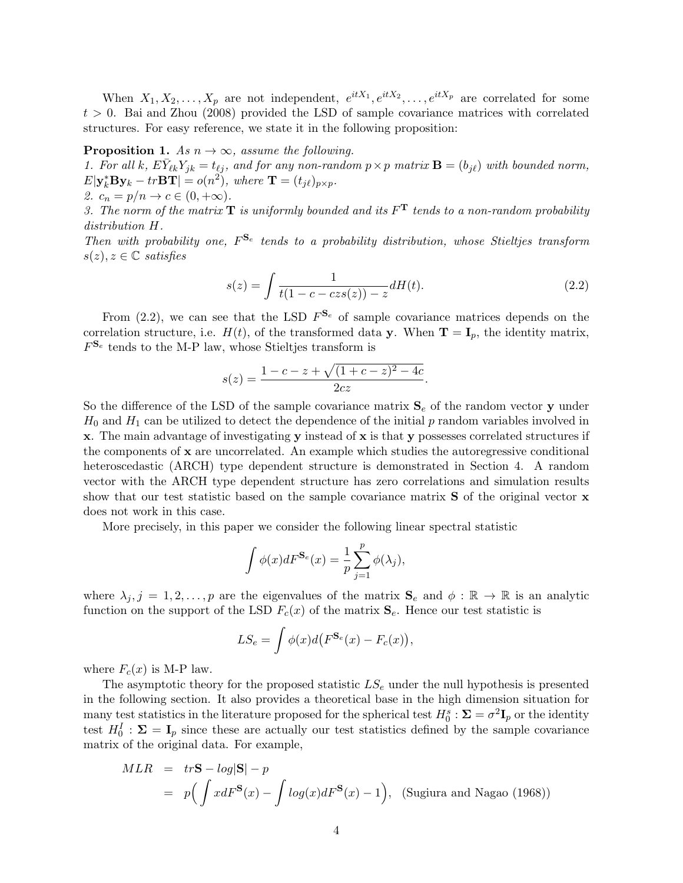When $X_1, X_2, \ldots, X_p$ are not independent, $e^{itX_1}, e^{itX_2}, \ldots, e^{itX_p}$ are correlated for some $t > 0$. Bai and Zhou (2008) provided the LSD of sample covariance matrices with correlated structures. For easy reference, we state it in the following proposition:

**Proposition 1.** *As $n \to \infty$, assume the following.*
*1. For all $k$, $E\bar{Y}_{\ell k} Y_{jk} = t_{\ell j}$, and for any non-random $p \times p$ matrix $\mathbf{B} = (b_{j\ell})$ with bounded norm, $E|\mathbf{y}_k^* \mathbf{B} \mathbf{y}_k - tr\mathbf{BT}| = o(n^2)$, where $\mathbf{T} = (t_{j\ell})_{p \times p}$.*
*2. $c_n = p/n \to c \in (0, +\infty)$.*
*3. The norm of the matrix $\mathbf{T}$ is uniformly bounded and its $F^{\mathbf{T}}$ tends to a non-random probability distribution $H$.*
*Then with probability one, $F^{\mathbf{S}_e}$ tends to a probability distribution, whose Stieltjes transform $s(z), z \in \mathbb{C}$ satisfies*

$$s(z) = \int \frac{1}{t(1 - c - czs(z)) - z} dH(t). \tag{2.2}$$

From (2.2), we can see that the LSD $F^{\mathbf{S}_e}$ of sample covariance matrices depends on the correlation structure, i.e. $H(t)$, of the transformed data $\mathbf{y}$. When $\mathbf{T} = \mathbf{I}_p$, the identity matrix, $F^{\mathbf{S}_e}$ tends to the M-P law, whose Stieltjes transform is

$$s(z) = \frac{1 - c - z + \sqrt{(1 + c - z)^2 - 4c}}{2cz}.$$

So the difference of the LSD of the sample covariance matrix $\mathbf{S}_e$ of the random vector $\mathbf{y}$ under $H_0$ and $H_1$ can be utilized to detect the dependence of the initial $p$ random variables involved in $\mathbf{x}$. The main advantage of investigating $\mathbf{y}$ instead of $\mathbf{x}$ is that $\mathbf{y}$ possesses correlated structures if the components of $\mathbf{x}$ are uncorrelated. An example which studies the autoregressive conditional heteroscedastic (ARCH) type dependent structure is demonstrated in Section 4. A random vector with the ARCH type dependent structure has zero correlations and simulation results show that our test statistic based on the sample covariance matrix $\mathbf{S}$ of the original vector $\mathbf{x}$ does not work in this case.

More precisely, in this paper we consider the following linear spectral statistic

$$\int \phi(x) dF^{\mathbf{S}_e}(x) = \frac{1}{p} \sum_{j=1}^{p} \phi(\lambda_j),$$

where $\lambda_j, j = 1, 2, \ldots, p$ are the eigenvalues of the matrix $\mathbf{S}_e$ and $\phi : \mathbb{R} \to \mathbb{R}$ is an analytic function on the support of the LSD $F_c(x)$ of the matrix $\mathbf{S}_e$. Hence our test statistic is

$$LS_e = \int \phi(x) d\big(F^{\mathbf{S}_e}(x) - F_c(x)\big),$$

where $F_c(x)$ is M-P law.

The asymptotic theory for the proposed statistic $LS_e$ under the null hypothesis is presented in the following section. It also provides a theoretical base in the high dimension situation for many test statistics in the literature proposed for the spherical test $H_0^s : \mathbf{\Sigma} = \sigma^2 \mathbf{I}_p$ or the identity test $H_0^I : \mathbf{\Sigma} = \mathbf{I}_p$ since these are actually our test statistics defined by the sample covariance matrix of the original data. For example,

$$\begin{aligned} MLR &= tr\mathbf{S} - log|\mathbf{S}| - p \\ &= p\Big( \int x dF^{\mathbf{S}}(x) - \int log(x) dF^{\mathbf{S}}(x) - 1 \Big), \quad \text{(Sugiura and Nagao (1968))} \end{aligned}$$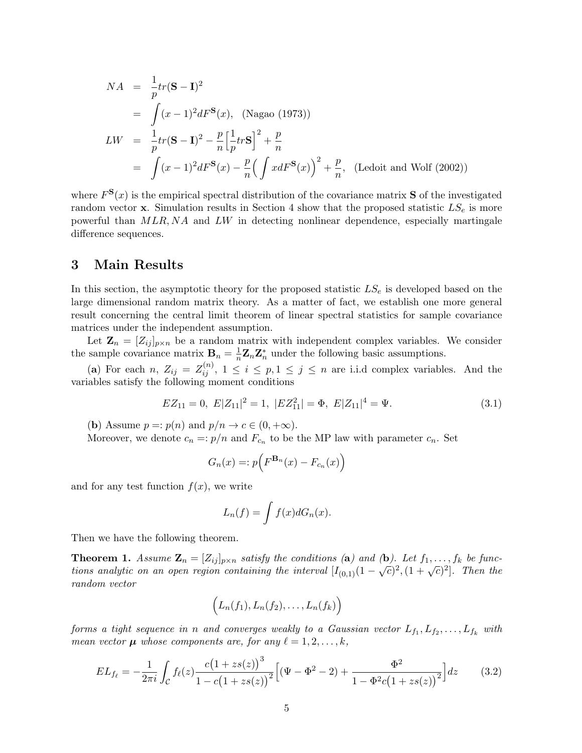$$
\begin{aligned}
NA &= \frac{1}{p}tr(\mathbf{S}-\mathbf{I})^2 \\
&= \int (x-1)^2 dF^{\mathbf{S}}(x), \quad \text{(Nagao (1973))} \\
LW &= \frac{1}{p}tr(\mathbf{S}-\mathbf{I})^2 - \frac{p}{n}\Big[\frac{1}{p}tr\mathbf{S}\Big]^2 + \frac{p}{n} \\
&= \int (x-1)^2 dF^{\mathbf{S}}(x) - \frac{p}{n}\Big(\int x dF^{\mathbf{S}}(x)\Big)^2 + \frac{p}{n}, \quad \text{(Ledoit and Wolf (2002))}
\end{aligned}
$$

where $F^{\mathbf{S}}(x)$ is the empirical spectral distribution of the covariance matrix $\mathbf{S}$ of the investigated random vector $\mathbf{x}$. Simulation results in Section 4 show that the proposed statistic $LS_e$ is more powerful than $MLR, NA$ and $LW$ in detecting nonlinear dependence, especially martingale difference sequences.

# 3 Main Results

In this section, the asymptotic theory for the proposed statistic $LS_e$ is developed based on the large dimensional random matrix theory. As a matter of fact, we establish one more general result concerning the central limit theorem of linear spectral statistics for sample covariance matrices under the independent assumption.

Let $\mathbf{Z}_n = [Z_{ij}]_{p\times n}$ be a random matrix with independent complex variables. We consider the sample covariance matrix $\mathbf{B}_n = \frac{1}{n}\mathbf{Z}_n\mathbf{Z}_n^*$ under the following basic assumptions.

(**a**) For each $n$, $Z_{ij} = Z_{ij}^{(n)}$, $1 \le i \le p, 1 \le j \le n$ are i.i.d complex variables. And the variables satisfy the following moment conditions

$$
EZ_{11} = 0,\ E|Z_{11}|^2 = 1,\ |EZ_{11}^2| = \Phi,\ E|Z_{11}|^4 = \Psi. \tag{3.1}
$$

(**b**) Assume $p =: p(n)$ and $p/n \to c \in (0, +\infty)$.

Moreover, we denote $c_n =: p/n$ and $F_{c_n}$ to be the MP law with parameter $c_n$. Set

$$
G_n(x) =: p\Big(F^{\mathbf{B}_n}(x) - F_{c_n}(x)\Big)
$$

and for any test function $f(x)$, we write

$$
L_n(f) = \int f(x) dG_n(x).
$$

Then we have the following theorem.

**Theorem 1.** *Assume $\mathbf{Z}_n = [Z_{ij}]_{p\times n}$ satisfy the conditions (**a**) and (**b**). Let $f_1, \ldots, f_k$ be functions analytic on an open region containing the interval $[I_{(0,1)}(1-\sqrt{c})^2, (1+\sqrt{c})^2]$. Then the random vector*

$$
\Big(L_n(f_1), L_n(f_2), \ldots, L_n(f_k)\Big)
$$

*forms a tight sequence in $n$ and converges weakly to a Gaussian vector $L_{f_1}, L_{f_2}, \ldots, L_{f_k}$ with mean vector $\boldsymbol{\mu}$ whose components are, for any $\ell = 1, 2, \ldots, k$,*

$$
EL_{f_\ell} = -\frac{1}{2\pi i}\int_{\mathcal{C}} f_\ell(z)\frac{c\big(1+zs(z)\big)^3}{1-c\big(1+zs(z)\big)^2}\Big[(\Psi - \Phi^2 - 2) + \frac{\Phi^2}{1-\Phi^2 c\big(1+zs(z)\big)^2}\Big]dz \tag{3.2}
$$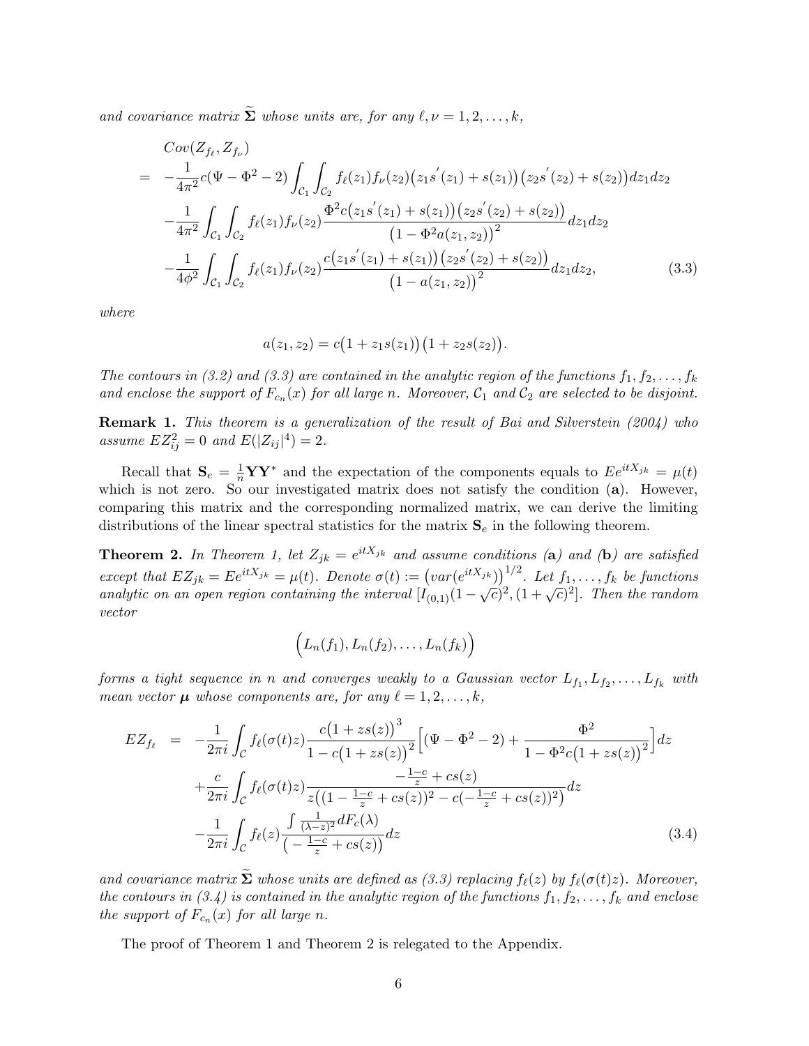*and covariance matrix $\widetilde{\mathbf{\Sigma}}$ whose units are, for any $\ell, \nu = 1, 2, \ldots, k$,*

$$
\begin{aligned}
& Cov(Z_{f_\ell}, Z_{f_\nu}) \\
= & -\frac{1}{4\pi^2} c(\Psi - \Phi^2 - 2) \int_{\mathcal{C}_1} \int_{\mathcal{C}_2} f_\ell(z_1) f_\nu(z_2) \big(z_1 s^{'}(z_1) + s(z_1)\big) \big(z_2 s^{'}(z_2) + s(z_2)\big) dz_1 dz_2 \\
& -\frac{1}{4\pi^2} \int_{\mathcal{C}_1} \int_{\mathcal{C}_2} f_\ell(z_1) f_\nu(z_2) \frac{\Phi^2 c\big(z_1 s^{'}(z_1) + s(z_1)\big)\big(z_2 s^{'}(z_2) + s(z_2)\big)}{\big(1 - \Phi^2 a(z_1, z_2)\big)^2} dz_1 dz_2 \\
& -\frac{1}{4\phi^2} \int_{\mathcal{C}_1} \int_{\mathcal{C}_2} f_\ell(z_1) f_\nu(z_2) \frac{c\big(z_1 s^{'}(z_1) + s(z_1)\big)\big(z_2 s^{'}(z_2) + s(z_2)\big)}{\big(1 - a(z_1, z_2)\big)^2} dz_1 dz_2, \qquad (3.3)
\end{aligned}
$$

*where*

$$
a(z_1, z_2) = c\big(1 + z_1 s(z_1)\big)\big(1 + z_2 s(z_2)\big).
$$

*The contours in (3.2) and (3.3) are contained in the analytic region of the functions $f_1, f_2, \ldots, f_k$ and enclose the support of $F_{c_n}(x)$ for all large $n$. Moreover, $\mathcal{C}_1$ and $\mathcal{C}_2$ are selected to be disjoint.*

**Remark 1.** *This theorem is a generalization of the result of Bai and Silverstein (2004) who assume $EZ_{ij}^2 = 0$ and $E(|Z_{ij}|^4) = 2$.*

Recall that $\mathbf{S}_e = \frac{1}{n}\mathbf{Y}\mathbf{Y}^*$ and the expectation of the components equals to $Ee^{itX_{jk}} = \mu(t)$ which is not zero. So our investigated matrix does not satisfy the condition (**a**). However, comparing this matrix and the corresponding normalized matrix, we can derive the limiting distributions of the linear spectral statistics for the matrix $\mathbf{S}_e$ in the following theorem.

**Theorem 2.** *In Theorem 1, let $Z_{jk} = e^{itX_{jk}}$ and assume conditions (**a**) and (**b**) are satisfied except that $EZ_{jk} = Ee^{itX_{jk}} = \mu(t)$. Denote $\sigma(t) := \big(var(e^{itX_{jk}})\big)^{1/2}$. Let $f_1, \ldots, f_k$ be functions analytic on an open region containing the interval $[I_{(0,1)}(1-\sqrt{c})^2, (1+\sqrt{c})^2]$. Then the random vector*

$$
\Big(L_n(f_1), L_n(f_2), \ldots, L_n(f_k)\Big)
$$

*forms a tight sequence in $n$ and converges weakly to a Gaussian vector $L_{f_1}, L_{f_2}, \ldots, L_{f_k}$ with mean vector $\boldsymbol{\mu}$ whose components are, for any $\ell = 1, 2, \ldots, k$,*

$$
\begin{aligned}
EZ_{f_\ell} = & -\frac{1}{2\pi i} \int_{\mathcal{C}} f_\ell(\sigma(t) z) \frac{c\big(1 + zs(z)\big)^3}{1 - c\big(1 + zs(z)\big)^2} \Big[(\Psi - \Phi^2 - 2) + \frac{\Phi^2}{1 - \Phi^2 c\big(1 + zs(z)\big)^2}\Big] dz \\
& + \frac{c}{2\pi i} \int_{\mathcal{C}} f_\ell(\sigma(t) z) \frac{-\frac{1-c}{z} + cs(z)}{z\big((1 - \frac{1-c}{z} + cs(z))^2 - c(-\frac{1-c}{z} + cs(z))^2\big)} dz \\
& - \frac{1}{2\pi i} \int_{\mathcal{C}} f_\ell(z) \frac{\int \frac{1}{(\lambda - z)^2} dF_c(\lambda)}{\big(-\frac{1-c}{z} + cs(z)\big)} dz \qquad (3.4)
\end{aligned}
$$

*and covariance matrix $\widetilde{\mathbf{\Sigma}}$ whose units are defined as (3.3) replacing $f_\ell(z)$ by $f_\ell(\sigma(t)z)$. Moreover, the contours in (3.4) is contained in the analytic region of the functions $f_1, f_2, \ldots, f_k$ and enclose the support of $F_{c_n}(x)$ for all large $n$.*

The proof of Theorem 1 and Theorem 2 is relegated to the Appendix.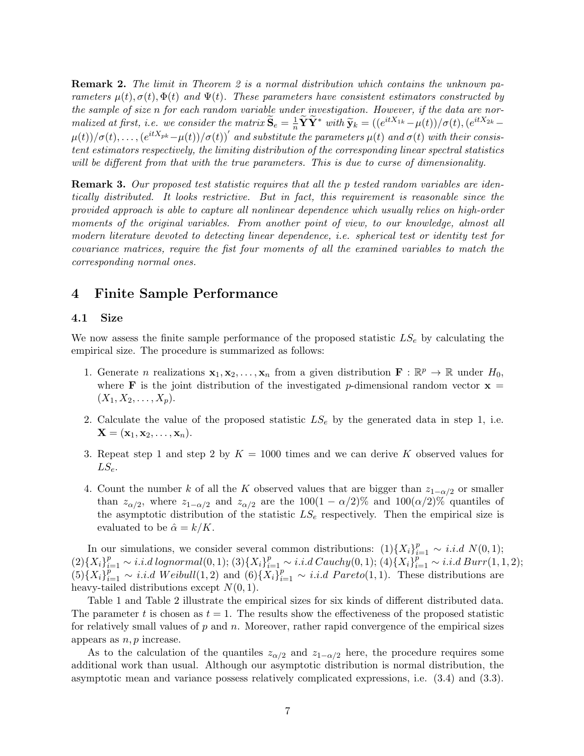**Remark 2.** *The limit in Theorem 2 is a normal distribution which contains the unknown parameters $\mu(t), \sigma(t), \Phi(t)$ and $\Psi(t)$. These parameters have consistent estimators constructed by the sample of size n for each random variable under investigation. However, if the data are normalized at first, i.e. we consider the matrix $\widetilde{\mathbf{S}}_e = \frac{1}{n}\widetilde{\mathbf{Y}}\widetilde{\mathbf{Y}}^*$ with $\widetilde{\mathbf{y}}_k = ((e^{itX_{1k}} - \mu(t))/\sigma(t), (e^{itX_{2k}} - \mu(t))/\sigma(t), \ldots, (e^{itX_{pk}} - \mu(t))/\sigma(t))'$ and substitute the parameters $\mu(t)$ and $\sigma(t)$ with their consistent estimators respectively, the limiting distribution of the corresponding linear spectral statistics will be different from that with the true parameters. This is due to curse of dimensionality.*

**Remark 3.** *Our proposed test statistic requires that all the p tested random variables are identically distributed. It looks restrictive. But in fact, this requirement is reasonable since the provided approach is able to capture all nonlinear dependence which usually relies on high-order moments of the original variables. From another point of view, to our knowledge, almost all modern literature devoted to detecting linear dependence, i.e. spherical test or identity test for covariance matrices, require the fist four moments of all the examined variables to match the corresponding normal ones.*

## 4 Finite Sample Performance

### 4.1 Size

We now assess the finite sample performance of the proposed statistic $LS_e$ by calculating the empirical size. The procedure is summarized as follows:

1. Generate $n$ realizations $\mathbf{x}_1, \mathbf{x}_2, \ldots, \mathbf{x}_n$ from a given distribution $\mathbf{F} : \mathbb{R}^p \to \mathbb{R}$ under $H_0$, where $\mathbf{F}$ is the joint distribution of the investigated $p$-dimensional random vector $\mathbf{x} = (X_1, X_2, \ldots, X_p)$.
2. Calculate the value of the proposed statistic $LS_e$ by the generated data in step 1, i.e. $\mathbf{X} = (\mathbf{x}_1, \mathbf{x}_2, \ldots, \mathbf{x}_n)$.
3. Repeat step 1 and step 2 by $K = 1000$ times and we can derive $K$ observed values for $LS_e$.
4. Count the number $k$ of all the $K$ observed values that are bigger than $z_{1-\alpha/2}$ or smaller than $z_{\alpha/2}$, where $z_{1-\alpha/2}$ and $z_{\alpha/2}$ are the $100(1-\alpha/2)\%$ and $100(\alpha/2)\%$ quantiles of the asymptotic distribution of the statistic $LS_e$ respectively. Then the empirical size is evaluated to be $\hat{\alpha} = k/K$.

In our simulations, we consider several common distributions: (1)$\{X_i\}_{i=1}^p \sim i.i.d\ N(0,1)$; (2)$\{X_i\}_{i=1}^p \sim i.i.d\ lognormal(0,1)$; (3)$\{X_i\}_{i=1}^p \sim i.i.d\ Cauchy(0,1)$; (4)$\{X_i\}_{i=1}^p \sim i.i.d\ Burr(1,1,2)$; (5)$\{X_i\}_{i=1}^p \sim i.i.d\ Weibull(1,2)$ and (6)$\{X_i\}_{i=1}^p \sim i.i.d\ Pareto(1,1)$. These distributions are heavy-tailed distributions except $N(0,1)$.

Table 1 and Table 2 illustrate the empirical sizes for six kinds of different distributed data. The parameter $t$ is chosen as $t = 1$. The results show the effectiveness of the proposed statistic for relatively small values of $p$ and $n$. Moreover, rather rapid convergence of the empirical sizes appears as $n, p$ increase.

As to the calculation of the quantiles $z_{\alpha/2}$ and $z_{1-\alpha/2}$ here, the procedure requires some additional work than usual. Although our asymptotic distribution is normal distribution, the asymptotic mean and variance possess relatively complicated expressions, i.e. (3.4) and (3.3).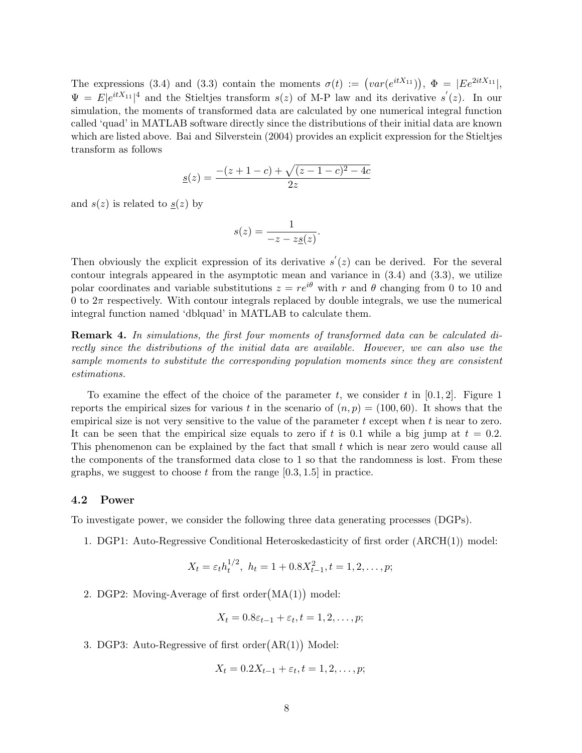The expressions (3.4) and (3.3) contain the moments $\sigma(t) := \big(var(e^{itX_{11}})\big)$, $\Phi = |Ee^{2itX_{11}}|$, $\Psi = E|e^{itX_{11}}|^4$ and the Stieltjes transform $s(z)$ of M-P law and its derivative $s^{'}(z)$. In our simulation, the moments of transformed data are calculated by one numerical integral function called 'quad' in MATLAB software directly since the distributions of their initial data are known which are listed above. Bai and Silverstein (2004) provides an explicit expression for the Stieltjes transform as follows

$$\underline{s}(z) = \frac{-(z+1-c) + \sqrt{(z-1-c)^2 - 4c}}{2z}$$

and $s(z)$ is related to $\underline{s}(z)$ by

$$s(z) = \frac{1}{-z - z\underline{s}(z)}.$$

Then obviously the explicit expression of its derivative $s^{'}(z)$ can be derived. For the several contour integrals appeared in the asymptotic mean and variance in (3.4) and (3.3), we utilize polar coordinates and variable substitutions $z = re^{i\theta}$ with $r$ and $\theta$ changing from 0 to 10 and 0 to $2\pi$ respectively. With contour integrals replaced by double integrals, we use the numerical integral function named 'dblquad' in MATLAB to calculate them.

**Remark 4.** *In simulations, the first four moments of transformed data can be calculated directly since the distributions of the initial data are available. However, we can also use the sample moments to substitute the corresponding population moments since they are consistent estimations.*

To examine the effect of the choice of the parameter $t$, we consider $t$ in $[0.1, 2]$. Figure 1 reports the empirical sizes for various $t$ in the scenario of $(n, p) = (100, 60)$. It shows that the empirical size is not very sensitive to the value of the parameter $t$ except when $t$ is near to zero. It can be seen that the empirical size equals to zero if $t$ is 0.1 while a big jump at $t = 0.2$. This phenomenon can be explained by the fact that small $t$ which is near zero would cause all the components of the transformed data close to 1 so that the randomness is lost. From these graphs, we suggest to choose $t$ from the range $[0.3, 1.5]$ in practice.

## 4.2 Power

To investigate power, we consider the following three data generating processes (DGPs).

1. DGP1: Auto-Regressive Conditional Heteroskedasticity of first order (ARCH(1)) model:

$$X_t = \varepsilon_t h_t^{1/2},\ h_t = 1 + 0.8X_{t-1}^2, t = 1, 2, \dots, p;$$

2. DGP2: Moving-Average of first order$\big($MA(1)$\big)$ model:

$$X_t = 0.8\varepsilon_{t-1} + \varepsilon_t, t = 1, 2, \dots, p;$$

3. DGP3: Auto-Regressive of first order$\big($AR(1)$\big)$ Model:

$$X_t = 0.2X_{t-1} + \varepsilon_t, t = 1, 2, \dots, p;$$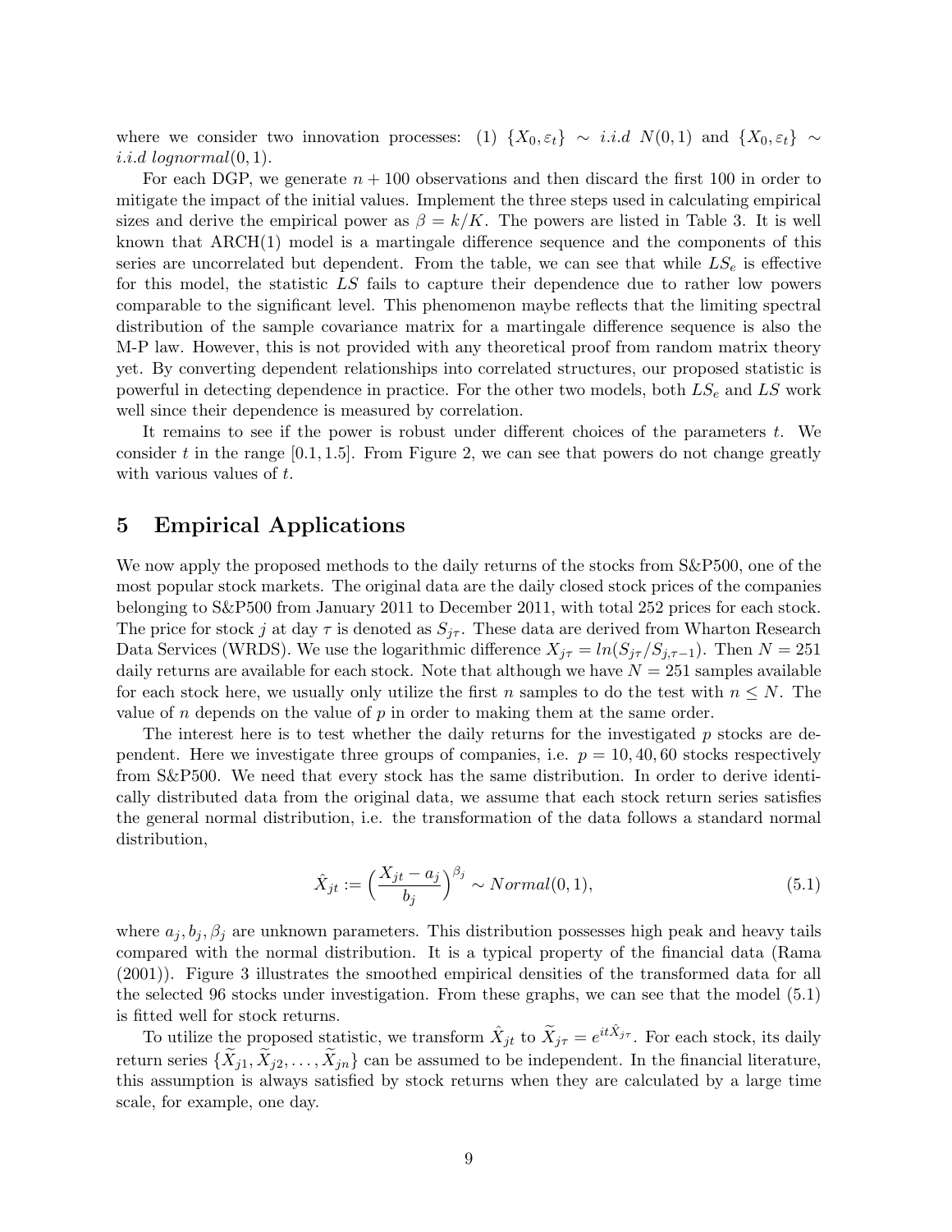where we consider two innovation processes: (1) $\{X_0, \varepsilon_t\} \sim i.i.d\ N(0,1)$ and $\{X_0, \varepsilon_t\} \sim i.i.d\ lognormal(0,1)$.

For each DGP, we generate $n+100$ observations and then discard the first 100 in order to mitigate the impact of the initial values. Implement the three steps used in calculating empirical sizes and derive the empirical power as $\beta = k/K$. The powers are listed in Table 3. It is well known that ARCH(1) model is a martingale difference sequence and the components of this series are uncorrelated but dependent. From the table, we can see that while $LS_e$ is effective for this model, the statistic $LS$ fails to capture their dependence due to rather low powers comparable to the significant level. This phenomenon maybe reflects that the limiting spectral distribution of the sample covariance matrix for a martingale difference sequence is also the M-P law. However, this is not provided with any theoretical proof from random matrix theory yet. By converting dependent relationships into correlated structures, our proposed statistic is powerful in detecting dependence in practice. For the other two models, both $LS_e$ and $LS$ work well since their dependence is measured by correlation.

It remains to see if the power is robust under different choices of the parameters $t$. We consider $t$ in the range $[0.1, 1.5]$. From Figure 2, we can see that powers do not change greatly with various values of $t$.

# 5 Empirical Applications

We now apply the proposed methods to the daily returns of the stocks from S&P500, one of the most popular stock markets. The original data are the daily closed stock prices of the companies belonging to S&P500 from January 2011 to December 2011, with total 252 prices for each stock. The price for stock $j$ at day $\tau$ is denoted as $S_{j\tau}$. These data are derived from Wharton Research Data Services (WRDS). We use the logarithmic difference $X_{j\tau} = ln(S_{j\tau}/S_{j,\tau-1})$. Then $N = 251$ daily returns are available for each stock. Note that although we have $N = 251$ samples available for each stock here, we usually only utilize the first $n$ samples to do the test with $n \leq N$. The value of $n$ depends on the value of $p$ in order to making them at the same order.

The interest here is to test whether the daily returns for the investigated $p$ stocks are dependent. Here we investigate three groups of companies, i.e. $p = 10, 40, 60$ stocks respectively from S&P500. We need that every stock has the same distribution. In order to derive identically distributed data from the original data, we assume that each stock return series satisfies the general normal distribution, i.e. the transformation of the data follows a standard normal distribution,

$$\hat{X}_{jt} := \Big(\frac{X_{jt} - a_j}{b_j}\Big)^{\beta_j} \sim Normal(0,1), \tag{5.1}$$

where $a_j, b_j, \beta_j$ are unknown parameters. This distribution possesses high peak and heavy tails compared with the normal distribution. It is a typical property of the financial data (Rama (2001)). Figure 3 illustrates the smoothed empirical densities of the transformed data for all the selected 96 stocks under investigation. From these graphs, we can see that the model (5.1) is fitted well for stock returns.

To utilize the proposed statistic, we transform $\hat{X}_{jt}$ to $\widetilde{X}_{j\tau} = e^{it\hat{X}_{j\tau}}$. For each stock, its daily return series $\{\widetilde{X}_{j1}, \widetilde{X}_{j2}, \ldots, \widetilde{X}_{jn}\}$ can be assumed to be independent. In the financial literature, this assumption is always satisfied by stock returns when they are calculated by a large time scale, for example, one day.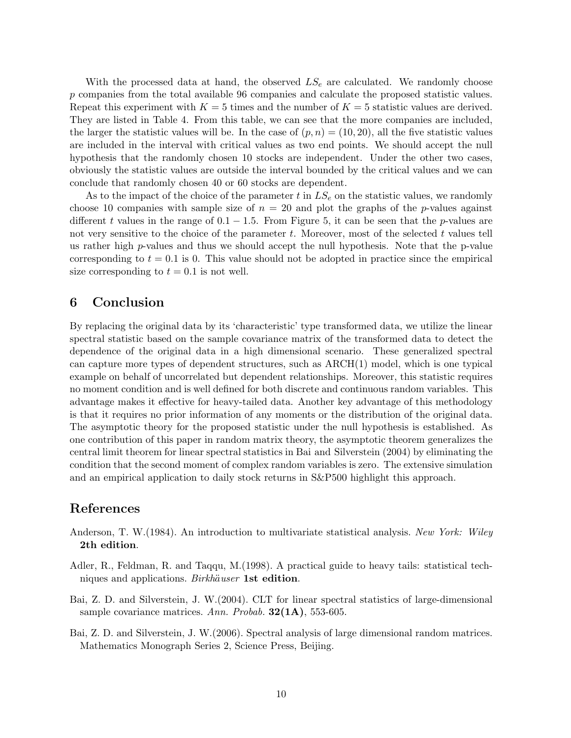With the processed data at hand, the observed $LS_e$ are calculated. We randomly choose $p$ companies from the total available 96 companies and calculate the proposed statistic values. Repeat this experiment with $K = 5$ times and the number of $K = 5$ statistic values are derived. They are listed in Table 4. From this table, we can see that the more companies are included, the larger the statistic values will be. In the case of $(p, n) = (10, 20)$, all the five statistic values are included in the interval with critical values as two end points. We should accept the null hypothesis that the randomly chosen 10 stocks are independent. Under the other two cases, obviously the statistic values are outside the interval bounded by the critical values and we can conclude that randomly chosen 40 or 60 stocks are dependent.

As to the impact of the choice of the parameter $t$ in $LS_e$ on the statistic values, we randomly choose 10 companies with sample size of $n = 20$ and plot the graphs of the $p$-values against different $t$ values in the range of $0.1 - 1.5$. From Figure 5, it can be seen that the $p$-values are not very sensitive to the choice of the parameter $t$. Moreover, most of the selected $t$ values tell us rather high $p$-values and thus we should accept the null hypothesis. Note that the p-value corresponding to $t = 0.1$ is 0. This value should not be adopted in practice since the empirical size corresponding to $t = 0.1$ is not well.

## 6 Conclusion

By replacing the original data by its 'characteristic' type transformed data, we utilize the linear spectral statistic based on the sample covariance matrix of the transformed data to detect the dependence of the original data in a high dimensional scenario. These generalized spectral can capture more types of dependent structures, such as ARCH(1) model, which is one typical example on behalf of uncorrelated but dependent relationships. Moreover, this statistic requires no moment condition and is well defined for both discrete and continuous random variables. This advantage makes it effective for heavy-tailed data. Another key advantage of this methodology is that it requires no prior information of any moments or the distribution of the original data. The asymptotic theory for the proposed statistic under the null hypothesis is established. As one contribution of this paper in random matrix theory, the asymptotic theorem generalizes the central limit theorem for linear spectral statistics in Bai and Silverstein (2004) by eliminating the condition that the second moment of complex random variables is zero. The extensive simulation and an empirical application to daily stock returns in S&P500 highlight this approach.

## References

Anderson, T. W.(1984). An introduction to multivariate statistical analysis. *New York: Wiley* **2th edition**.

Adler, R., Feldman, R. and Taqqu, M.(1998). A practical guide to heavy tails: statistical techniques and applications. *Birkhäuser* **1st edition**.

Bai, Z. D. and Silverstein, J. W.(2004). CLT for linear spectral statistics of large-dimensional sample covariance matrices. *Ann. Probab.* **32(1A)**, 553-605.

Bai, Z. D. and Silverstein, J. W.(2006). Spectral analysis of large dimensional random matrices. Mathematics Monograph Series 2, Science Press, Beijing.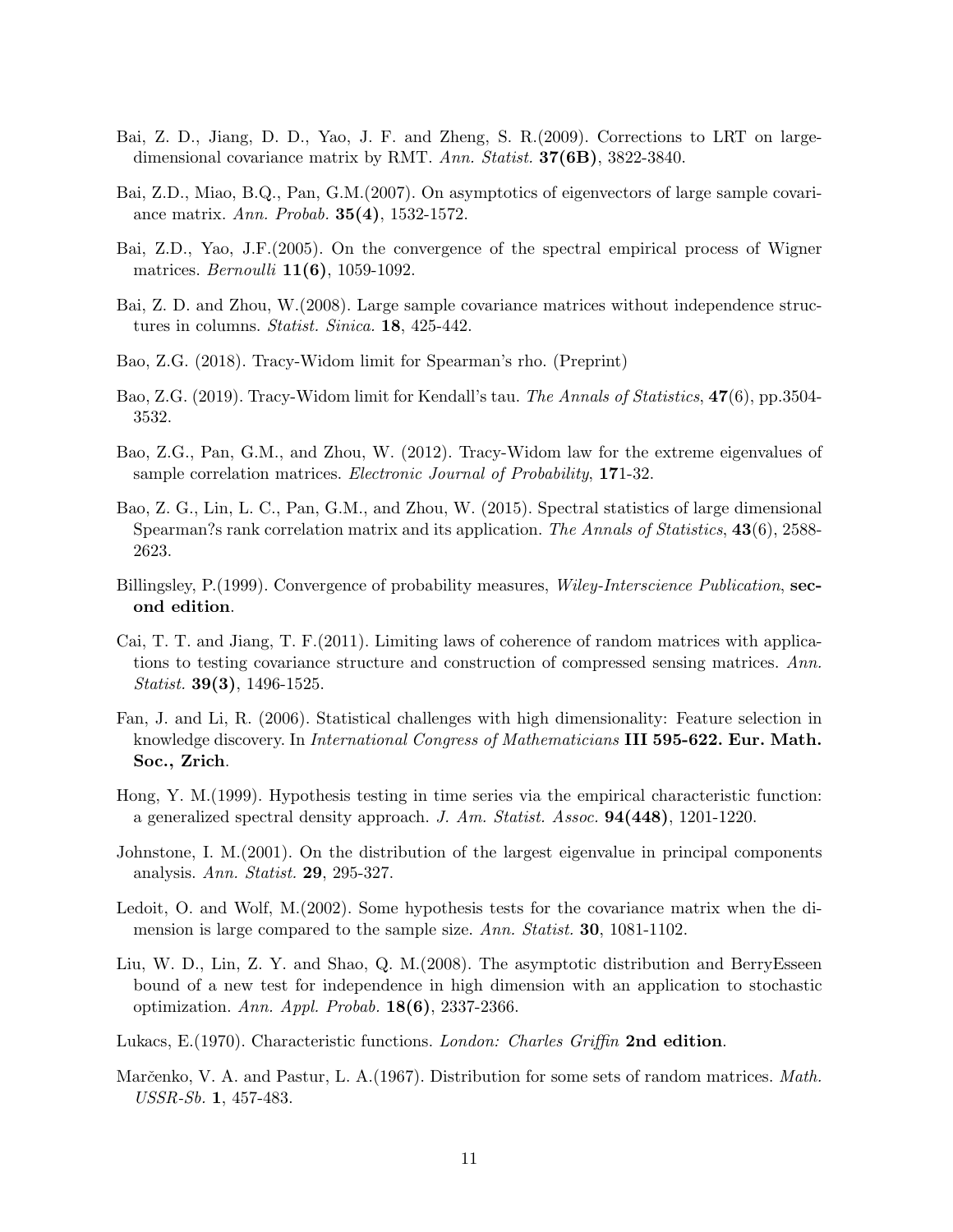Bai, Z. D., Jiang, D. D., Yao, J. F. and Zheng, S. R.(2009). Corrections to LRT on large-dimensional covariance matrix by RMT. *Ann. Statist.* **37(6B)**, 3822-3840.

Bai, Z.D., Miao, B.Q., Pan, G.M.(2007). On asymptotics of eigenvectors of large sample covariance matrix. *Ann. Probab.* **35(4)**, 1532-1572.

Bai, Z.D., Yao, J.F.(2005). On the convergence of the spectral empirical process of Wigner matrices. *Bernoulli* **11(6)**, 1059-1092.

Bai, Z. D. and Zhou, W.(2008). Large sample covariance matrices without independence structures in columns. *Statist. Sinica.* **18**, 425-442.

Bao, Z.G. (2018). Tracy-Widom limit for Spearman's rho. (Preprint)

Bao, Z.G. (2019). Tracy-Widom limit for Kendall's tau. *The Annals of Statistics*, **47**(6), pp.3504-3532.

Bao, Z.G., Pan, G.M., and Zhou, W. (2012). Tracy-Widom law for the extreme eigenvalues of sample correlation matrices. *Electronic Journal of Probability*, **17**1-32.

Bao, Z. G., Lin, L. C., Pan, G.M., and Zhou, W. (2015). Spectral statistics of large dimensional Spearman?s rank correlation matrix and its application. *The Annals of Statistics*, **43**(6), 2588-2623.

Billingsley, P.(1999). Convergence of probability measures, *Wiley-Interscience Publication*, **second edition**.

Cai, T. T. and Jiang, T. F.(2011). Limiting laws of coherence of random matrices with applications to testing covariance structure and construction of compressed sensing matrices. *Ann. Statist.* **39(3)**, 1496-1525.

Fan, J. and Li, R. (2006). Statistical challenges with high dimensionality: Feature selection in knowledge discovery. In *International Congress of Mathematicians* **III 595-622. Eur. Math. Soc., Zrich**.

Hong, Y. M.(1999). Hypothesis testing in time series via the empirical characteristic function: a generalized spectral density approach. *J. Am. Statist. Assoc.* **94(448)**, 1201-1220.

Johnstone, I. M.(2001). On the distribution of the largest eigenvalue in principal components analysis. *Ann. Statist.* **29**, 295-327.

Ledoit, O. and Wolf, M.(2002). Some hypothesis tests for the covariance matrix when the dimension is large compared to the sample size. *Ann. Statist.* **30**, 1081-1102.

Liu, W. D., Lin, Z. Y. and Shao, Q. M.(2008). The asymptotic distribution and BerryEsseen bound of a new test for independence in high dimension with an application to stochastic optimization. *Ann. Appl. Probab.* **18(6)**, 2337-2366.

Lukacs, E.(1970). Characteristic functions. *London: Charles Griffin* **2nd edition**.

Marčenko, V. A. and Pastur, L. A.(1967). Distribution for some sets of random matrices. *Math. USSR-Sb.* **1**, 457-483.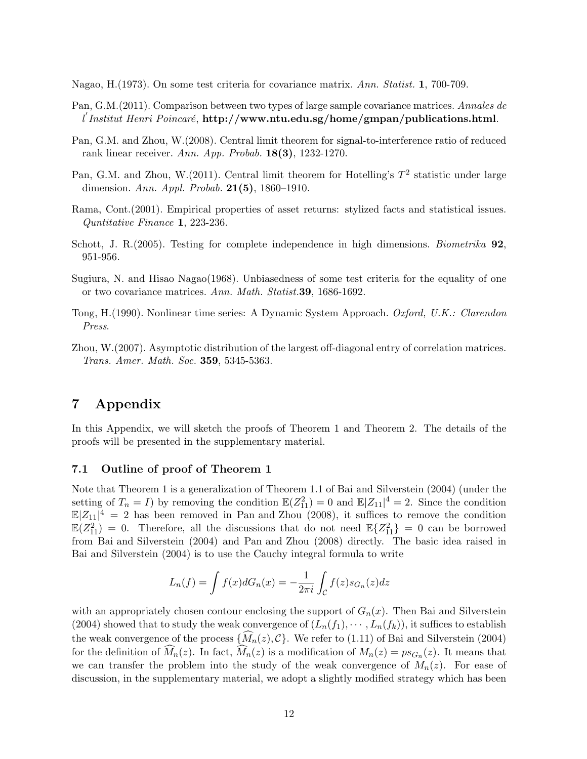Nagao, H.(1973). On some test criteria for covariance matrix. *Ann. Statist.* **1**, 700-709.

Pan, G.M.(2011). Comparison between two types of large sample covariance matrices. *Annales de l′Institut Henri Poincaré*, **http://www.ntu.edu.sg/home/gmpan/publications.html**.

Pan, G.M. and Zhou, W.(2008). Central limit theorem for signal-to-interference ratio of reduced rank linear receiver. *Ann. App. Probab.* **18(3)**, 1232-1270.

Pan, G.M. and Zhou, W.(2011). Central limit theorem for Hotelling's $T^2$ statistic under large dimension. *Ann. Appl. Probab.* **21(5)**, 1860–1910.

Rama, Cont.(2001). Empirical properties of asset returns: stylized facts and statistical issues. *Quntitative Finance* **1**, 223-236.

Schott, J. R.(2005). Testing for complete independence in high dimensions. *Biometrika* **92**, 951-956.

Sugiura, N. and Hisao Nagao(1968). Unbiasedness of some test criteria for the equality of one or two covariance matrices. *Ann. Math. Statist.***39**, 1686-1692.

Tong, H.(1990). Nonlinear time series: A Dynamic System Approach. *Oxford, U.K.: Clarendon Press*.

Zhou, W.(2007). Asymptotic distribution of the largest off-diagonal entry of correlation matrices. *Trans. Amer. Math. Soc.* **359**, 5345-5363.

# 7 Appendix

In this Appendix, we will sketch the proofs of Theorem 1 and Theorem 2. The details of the proofs will be presented in the supplementary material.

## 7.1 Outline of proof of Theorem 1

Note that Theorem 1 is a generalization of Theorem 1.1 of Bai and Silverstein (2004) (under the setting of $T_n = I$) by removing the condition $\mathbb{E}(Z_{11}^2) = 0$ and $\mathbb{E}|Z_{11}|^4 = 2$. Since the condition $\mathbb{E}|Z_{11}|^4 = 2$ has been removed in Pan and Zhou (2008), it suffices to remove the condition $\mathbb{E}(Z_{11}^2) = 0$. Therefore, all the discussions that do not need $\mathbb{E}\{Z_{11}^2\} = 0$ can be borrowed from Bai and Silverstein (2004) and Pan and Zhou (2008) directly. The basic idea raised in Bai and Silverstein (2004) is to use the Cauchy integral formula to write

$$L_n(f) = \int f(x)dG_n(x) = -\frac{1}{2\pi i}\int_{\mathcal{C}} f(z)s_{G_n}(z)dz$$

with an appropriately chosen contour enclosing the support of $G_n(x)$. Then Bai and Silverstein (2004) showed that to study the weak convergence of $(L_n(f_1), \cdots, L_n(f_k))$, it suffices to establish the weak convergence of the process $\{\widehat{M}_n(z), \mathcal{C}\}$. We refer to (1.11) of Bai and Silverstein (2004) for the definition of $\widehat{M}_n(z)$. In fact, $\widehat{M}_n(z)$ is a modification of $M_n(z) = ps_{G_n}(z)$. It means that we can transfer the problem into the study of the weak convergence of $M_n(z)$. For ease of discussion, in the supplementary material, we adopt a slightly modified strategy which has been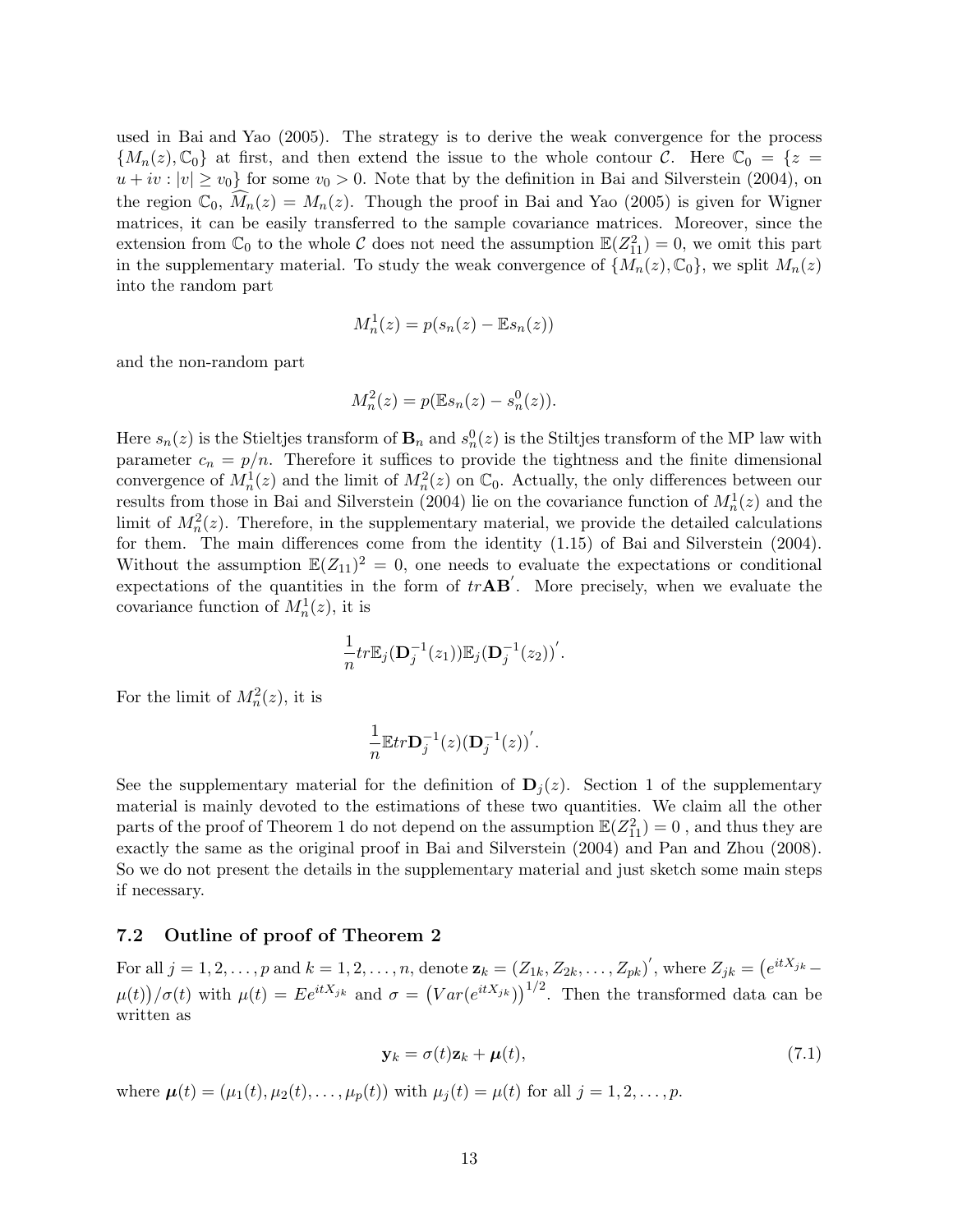used in Bai and Yao (2005). The strategy is to derive the weak convergence for the process $\{M_n(z), \mathbb{C}_0\}$ at first, and then extend the issue to the whole contour $\mathcal{C}$. Here $\mathbb{C}_0 = \{z = u + iv : |v| \geq v_0\}$ for some $v_0 > 0$. Note that by the definition in Bai and Silverstein (2004), on the region $\mathbb{C}_0$, $\widehat{M}_n(z) = M_n(z)$. Though the proof in Bai and Yao (2005) is given for Wigner matrices, it can be easily transferred to the sample covariance matrices. Moreover, since the extension from $\mathbb{C}_0$ to the whole $\mathcal{C}$ does not need the assumption $\mathbb{E}(Z_{11}^2) = 0$, we omit this part in the supplementary material. To study the weak convergence of $\{M_n(z), \mathbb{C}_0\}$, we split $M_n(z)$ into the random part

$$M_n^1(z) = p(s_n(z) - \mathbb{E}s_n(z))$$

and the non-random part

$$M_n^2(z) = p(\mathbb{E}s_n(z) - s_n^0(z)).$$

Here $s_n(z)$ is the Stieltjes transform of $\mathbf{B}_n$ and $s_n^0(z)$ is the Stiltjes transform of the MP law with parameter $c_n = p/n$. Therefore it suffices to provide the tightness and the finite dimensional convergence of $M_n^1(z)$ and the limit of $M_n^2(z)$ on $\mathbb{C}_0$. Actually, the only differences between our results from those in Bai and Silverstein (2004) lie on the covariance function of $M_n^1(z)$ and the limit of $M_n^2(z)$. Therefore, in the supplementary material, we provide the detailed calculations for them. The main differences come from the identity (1.15) of Bai and Silverstein (2004). Without the assumption $\mathbb{E}(Z_{11})^2 = 0$, one needs to evaluate the expectations or conditional expectations of the quantities in the form of $tr\mathbf{A}\mathbf{B}'$. More precisely, when we evaluate the covariance function of $M_n^1(z)$, it is

$$\frac{1}{n}tr\mathbb{E}_j(\mathbf{D}_j^{-1}(z_1))\mathbb{E}_j(\mathbf{D}_j^{-1}(z_2))'.$$

For the limit of $M_n^2(z)$, it is

$$\frac{1}{n}\mathbb{E}tr\mathbf{D}_j^{-1}(z)(\mathbf{D}_j^{-1}(z))'.$$

See the supplementary material for the definition of $\mathbf{D}_j(z)$. Section 1 of the supplementary material is mainly devoted to the estimations of these two quantities. We claim all the other parts of the proof of Theorem 1 do not depend on the assumption $\mathbb{E}(Z_{11}^2) = 0$ , and thus they are exactly the same as the original proof in Bai and Silverstein (2004) and Pan and Zhou (2008). So we do not present the details in the supplementary material and just sketch some main steps if necessary.

### 7.2 Outline of proof of Theorem 2

For all $j = 1, 2, \ldots, p$ and $k = 1, 2, \ldots, n$, denote $\mathbf{z}_k = (Z_{1k}, Z_{2k}, \ldots, Z_{pk})'$, where $Z_{jk} = \big(e^{itX_{jk}} - \mu(t)\big)/\sigma(t)$ with $\mu(t) = Ee^{itX_{jk}}$ and $\sigma = \big(Var(e^{itX_{jk}})\big)^{1/2}$. Then the transformed data can be written as

$$\mathbf{y}_k = \sigma(t)\mathbf{z}_k + \boldsymbol{\mu}(t), \tag{7.1}$$

where $\boldsymbol{\mu}(t) = (\mu_1(t), \mu_2(t), \ldots, \mu_p(t))$ with $\mu_j(t) = \mu(t)$ for all $j = 1, 2, \ldots, p$.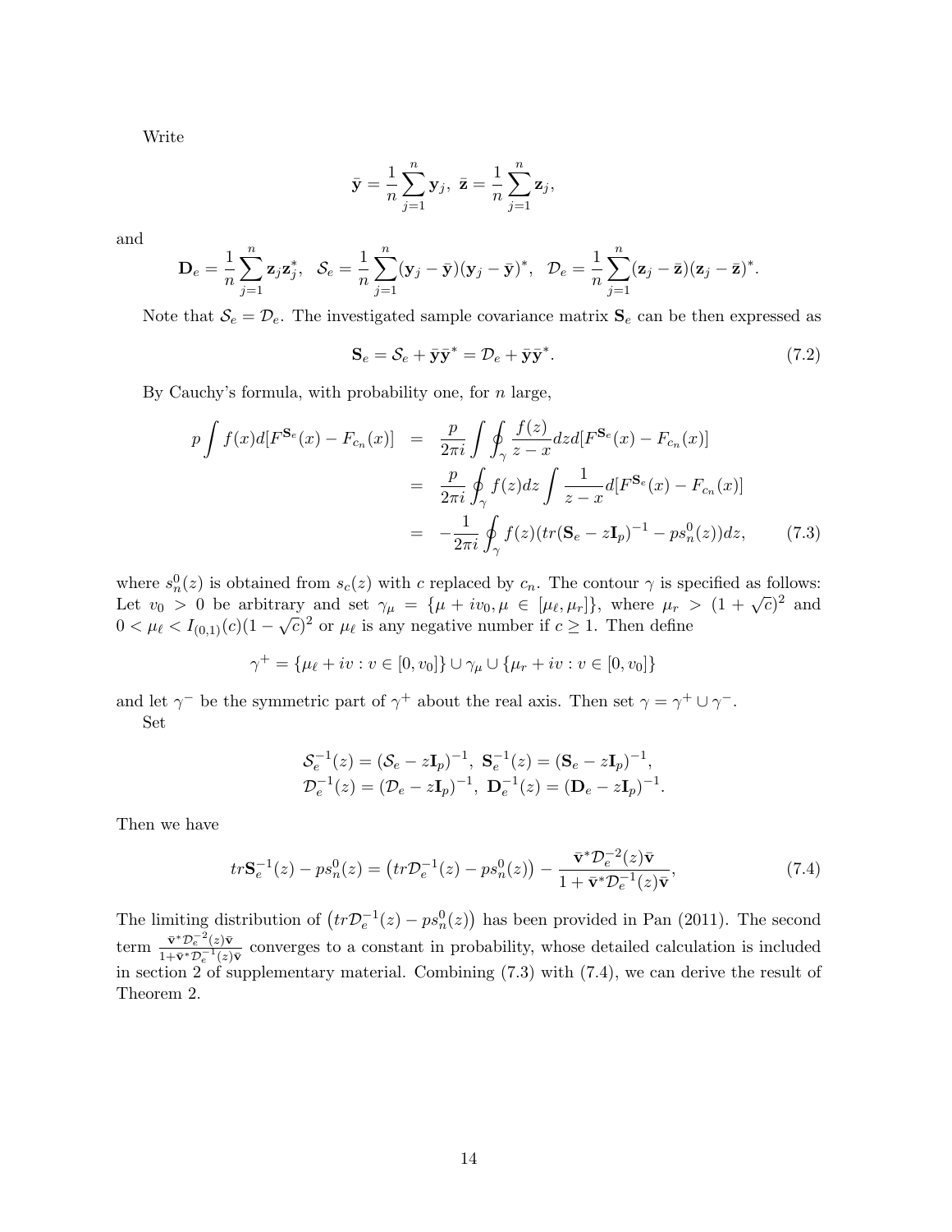Write

$$\bar{\mathbf{y}} = \frac{1}{n}\sum_{j=1}^{n}\mathbf{y}_j,\ \ \bar{\mathbf{z}} = \frac{1}{n}\sum_{j=1}^{n}\mathbf{z}_j,$$

and

$$\mathbf{D}_e = \frac{1}{n}\sum_{j=1}^{n}\mathbf{z}_j\mathbf{z}_j^*,\ \ \mathcal{S}_e = \frac{1}{n}\sum_{j=1}^{n}(\mathbf{y}_j - \bar{\mathbf{y}})(\mathbf{y}_j - \bar{\mathbf{y}})^*,\ \ \mathcal{D}_e = \frac{1}{n}\sum_{j=1}^{n}(\mathbf{z}_j - \bar{\mathbf{z}})(\mathbf{z}_j - \bar{\mathbf{z}})^*.$$

Note that $\mathcal{S}_e = \mathcal{D}_e$. The investigated sample covariance matrix $\mathbf{S}_e$ can be then expressed as

$$\mathbf{S}_e = \mathcal{S}_e + \bar{\mathbf{y}}\bar{\mathbf{y}}^* = \mathcal{D}_e + \bar{\mathbf{y}}\bar{\mathbf{y}}^*. \tag{7.2}$$

By Cauchy's formula, with probability one, for $n$ large,

$$\begin{aligned}
p\int f(x)d[F^{\mathbf{S}_e}(x) - F_{c_n}(x)] &= \frac{p}{2\pi i}\int\oint_{\gamma}\frac{f(z)}{z-x}dzd[F^{\mathbf{S}_e}(x) - F_{c_n}(x)] \\
&= \frac{p}{2\pi i}\oint_{\gamma} f(z)dz\int\frac{1}{z-x}d[F^{\mathbf{S}_e}(x) - F_{c_n}(x)] \\
&= -\frac{1}{2\pi i}\oint_{\gamma} f(z)(tr(\mathbf{S}_e - z\mathbf{I}_p)^{-1} - ps_n^0(z))dz, \qquad (7.3)
\end{aligned}$$

where $s_n^0(z)$ is obtained from $s_c(z)$ with $c$ replaced by $c_n$. The contour $\gamma$ is specified as follows: Let $v_0 > 0$ be arbitrary and set $\gamma_\mu = \{\mu + iv_0, \mu \in [\mu_\ell, \mu_r]\}$, where $\mu_r > (1+\sqrt{c})^2$ and $0 < \mu_\ell < I_{(0,1)}(c)(1-\sqrt{c})^2$ or $\mu_\ell$ is any negative number if $c \geq 1$. Then define

$$\gamma^+ = \{\mu_\ell + iv : v \in [0, v_0]\} \cup \gamma_\mu \cup \{\mu_r + iv : v \in [0, v_0]\}$$

and let $\gamma^-$ be the symmetric part of $\gamma^+$ about the real axis. Then set $\gamma = \gamma^+ \cup \gamma^-$.

Set

$$\begin{aligned}
&\mathcal{S}_e^{-1}(z) = (\mathcal{S}_e - z\mathbf{I}_p)^{-1},\ \mathbf{S}_e^{-1}(z) = (\mathbf{S}_e - z\mathbf{I}_p)^{-1}, \\
&\mathcal{D}_e^{-1}(z) = (\mathcal{D}_e - z\mathbf{I}_p)^{-1},\ \mathbf{D}_e^{-1}(z) = (\mathbf{D}_e - z\mathbf{I}_p)^{-1}.
\end{aligned}$$

Then we have

$$tr\mathbf{S}_e^{-1}(z) - ps_n^0(z) = \left(tr\mathcal{D}_e^{-1}(z) - ps_n^0(z)\right) - \frac{\bar{\mathbf{v}}^*\mathcal{D}_e^{-2}(z)\bar{\mathbf{v}}}{1 + \bar{\mathbf{v}}^*\mathcal{D}_e^{-1}(z)\bar{\mathbf{v}}}, \tag{7.4}$$

The limiting distribution of $\left(tr\mathcal{D}_e^{-1}(z) - ps_n^0(z)\right)$ has been provided in Pan (2011). The second term $\frac{\bar{\mathbf{v}}^*\mathcal{D}_e^{-2}(z)\bar{\mathbf{v}}}{1+\bar{\mathbf{v}}^*\mathcal{D}_e^{-1}(z)\bar{\mathbf{v}}}$ converges to a constant in probability, whose detailed calculation is included in section 2 of supplementary material. Combining (7.3) with (7.4), we can derive the result of Theorem 2.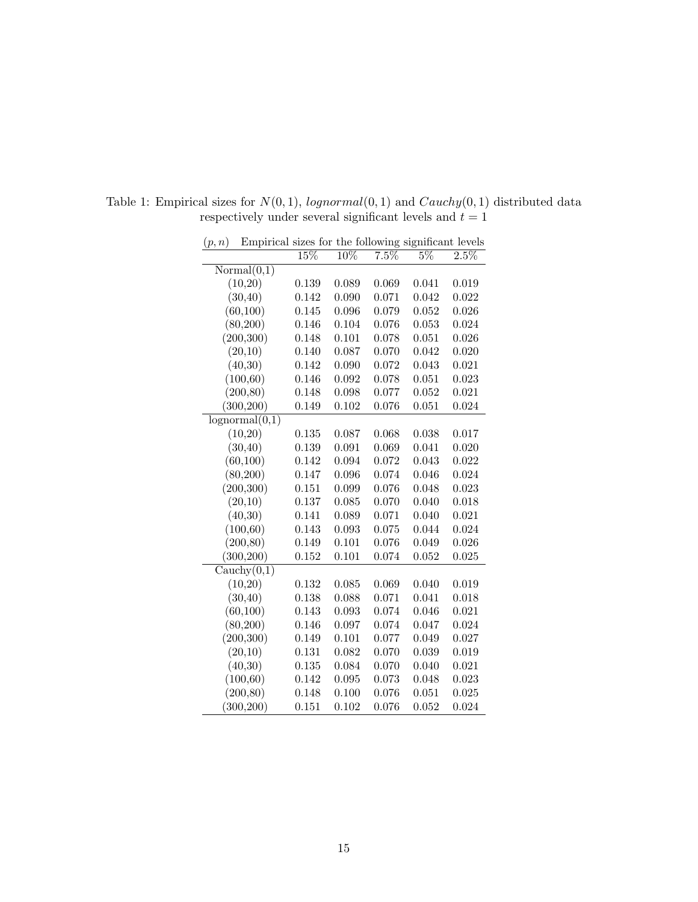Table 1: Empirical sizes for $N(0,1)$, $lognormal(0,1)$ and $Cauchy(0,1)$ distributed data respectively under several significant levels and $t = 1$

| $(p, n)$ | Empirical sizes for the following significant levels | | | | |
|---|---|---|---|---|---|
| | 15% | 10% | 7.5% | 5% | 2.5% |
| Normal(0,1) | | | | | |
| (10,20) | 0.139 | 0.089 | 0.069 | 0.041 | 0.019 |
| (30,40) | 0.142 | 0.090 | 0.071 | 0.042 | 0.022 |
| (60,100) | 0.145 | 0.096 | 0.079 | 0.052 | 0.026 |
| (80,200) | 0.146 | 0.104 | 0.076 | 0.053 | 0.024 |
| (200,300) | 0.148 | 0.101 | 0.078 | 0.051 | 0.026 |
| (20,10) | 0.140 | 0.087 | 0.070 | 0.042 | 0.020 |
| (40,30) | 0.142 | 0.090 | 0.072 | 0.043 | 0.021 |
| (100,60) | 0.146 | 0.092 | 0.078 | 0.051 | 0.023 |
| (200,80) | 0.148 | 0.098 | 0.077 | 0.052 | 0.021 |
| (300,200) | 0.149 | 0.102 | 0.076 | 0.051 | 0.024 |
| lognormal(0,1) | | | | | |
| (10,20) | 0.135 | 0.087 | 0.068 | 0.038 | 0.017 |
| (30,40) | 0.139 | 0.091 | 0.069 | 0.041 | 0.020 |
| (60,100) | 0.142 | 0.094 | 0.072 | 0.043 | 0.022 |
| (80,200) | 0.147 | 0.096 | 0.074 | 0.046 | 0.024 |
| (200,300) | 0.151 | 0.099 | 0.076 | 0.048 | 0.023 |
| (20,10) | 0.137 | 0.085 | 0.070 | 0.040 | 0.018 |
| (40,30) | 0.141 | 0.089 | 0.071 | 0.040 | 0.021 |
| (100,60) | 0.143 | 0.093 | 0.075 | 0.044 | 0.024 |
| (200,80) | 0.149 | 0.101 | 0.076 | 0.049 | 0.026 |
| (300,200) | 0.152 | 0.101 | 0.074 | 0.052 | 0.025 |
| Cauchy(0,1) | | | | | |
| (10,20) | 0.132 | 0.085 | 0.069 | 0.040 | 0.019 |
| (30,40) | 0.138 | 0.088 | 0.071 | 0.041 | 0.018 |
| (60,100) | 0.143 | 0.093 | 0.074 | 0.046 | 0.021 |
| (80,200) | 0.146 | 0.097 | 0.074 | 0.047 | 0.024 |
| (200,300) | 0.149 | 0.101 | 0.077 | 0.049 | 0.027 |
| (20,10) | 0.131 | 0.082 | 0.070 | 0.039 | 0.019 |
| (40,30) | 0.135 | 0.084 | 0.070 | 0.040 | 0.021 |
| (100,60) | 0.142 | 0.095 | 0.073 | 0.048 | 0.023 |
| (200,80) | 0.148 | 0.100 | 0.076 | 0.051 | 0.025 |
| (300,200) | 0.151 | 0.102 | 0.076 | 0.052 | 0.024 |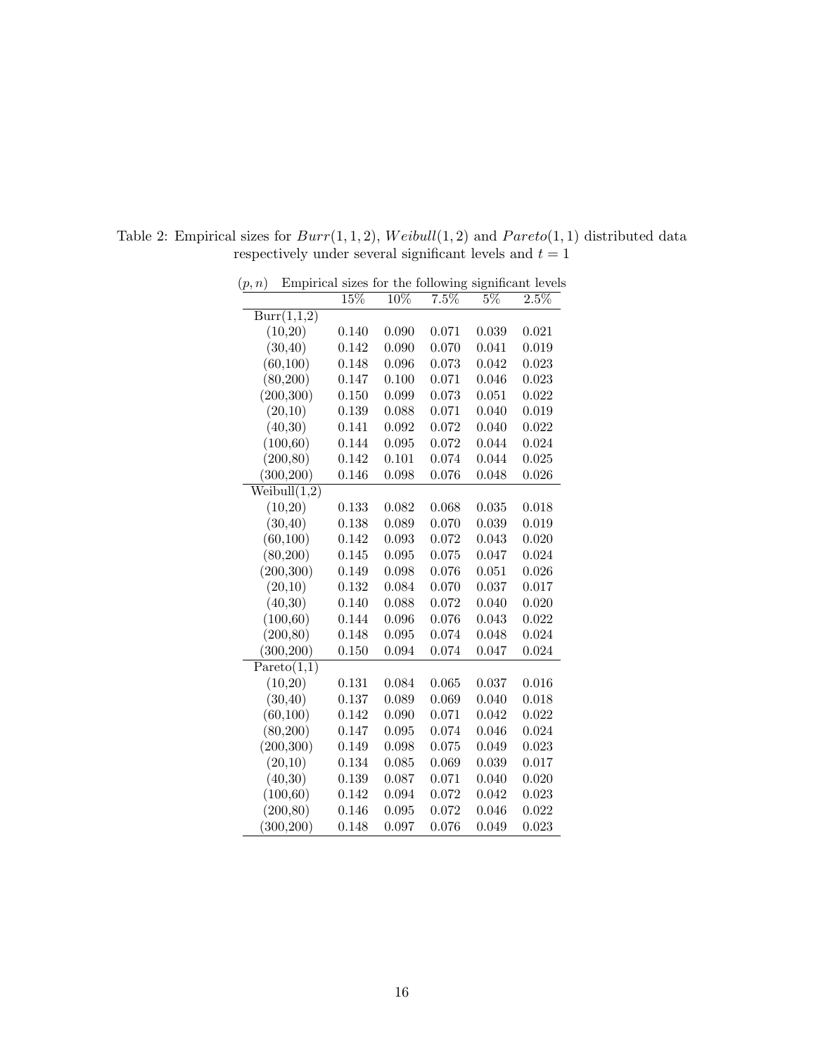Table 2: Empirical sizes for $Burr(1, 1, 2)$, $Weibull(1, 2)$ and $Pareto(1, 1)$ distributed data respectively under several significant levels and $t = 1$

| $(p, n)$ | Empirical sizes for the following significant levels | | | | |
|---|---|---|---|---|---|
| | 15% | 10% | 7.5% | 5% | 2.5% |
| Burr(1,1,2) | | | | | |
| (10,20) | 0.140 | 0.090 | 0.071 | 0.039 | 0.021 |
| (30,40) | 0.142 | 0.090 | 0.070 | 0.041 | 0.019 |
| (60,100) | 0.148 | 0.096 | 0.073 | 0.042 | 0.023 |
| (80,200) | 0.147 | 0.100 | 0.071 | 0.046 | 0.023 |
| (200,300) | 0.150 | 0.099 | 0.073 | 0.051 | 0.022 |
| (20,10) | 0.139 | 0.088 | 0.071 | 0.040 | 0.019 |
| (40,30) | 0.141 | 0.092 | 0.072 | 0.040 | 0.022 |
| (100,60) | 0.144 | 0.095 | 0.072 | 0.044 | 0.024 |
| (200,80) | 0.142 | 0.101 | 0.074 | 0.044 | 0.025 |
| (300,200) | 0.146 | 0.098 | 0.076 | 0.048 | 0.026 |
| Weibull(1,2) | | | | | |
| (10,20) | 0.133 | 0.082 | 0.068 | 0.035 | 0.018 |
| (30,40) | 0.138 | 0.089 | 0.070 | 0.039 | 0.019 |
| (60,100) | 0.142 | 0.093 | 0.072 | 0.043 | 0.020 |
| (80,200) | 0.145 | 0.095 | 0.075 | 0.047 | 0.024 |
| (200,300) | 0.149 | 0.098 | 0.076 | 0.051 | 0.026 |
| (20,10) | 0.132 | 0.084 | 0.070 | 0.037 | 0.017 |
| (40,30) | 0.140 | 0.088 | 0.072 | 0.040 | 0.020 |
| (100,60) | 0.144 | 0.096 | 0.076 | 0.043 | 0.022 |
| (200,80) | 0.148 | 0.095 | 0.074 | 0.048 | 0.024 |
| (300,200) | 0.150 | 0.094 | 0.074 | 0.047 | 0.024 |
| Pareto(1,1) | | | | | |
| (10,20) | 0.131 | 0.084 | 0.065 | 0.037 | 0.016 |
| (30,40) | 0.137 | 0.089 | 0.069 | 0.040 | 0.018 |
| (60,100) | 0.142 | 0.090 | 0.071 | 0.042 | 0.022 |
| (80,200) | 0.147 | 0.095 | 0.074 | 0.046 | 0.024 |
| (200,300) | 0.149 | 0.098 | 0.075 | 0.049 | 0.023 |
| (20,10) | 0.134 | 0.085 | 0.069 | 0.039 | 0.017 |
| (40,30) | 0.139 | 0.087 | 0.071 | 0.040 | 0.020 |
| (100,60) | 0.142 | 0.094 | 0.072 | 0.042 | 0.023 |
| (200,80) | 0.146 | 0.095 | 0.072 | 0.046 | 0.022 |
| (300,200) | 0.148 | 0.097 | 0.076 | 0.049 | 0.023 |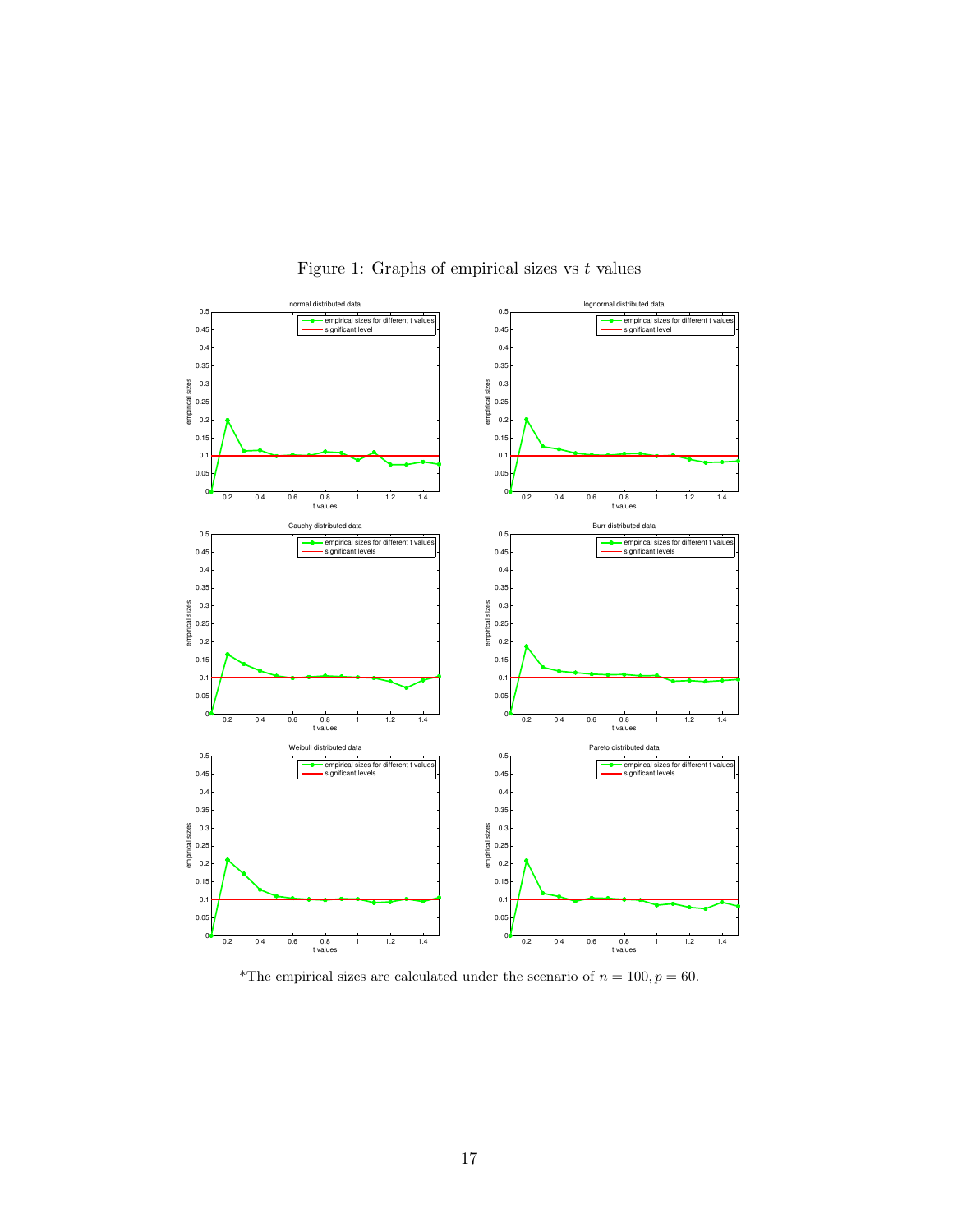Figure 1: Graphs of empirical sizes vs $t$ values

*The empirical sizes are calculated under the scenario of $n = 100, p = 60$.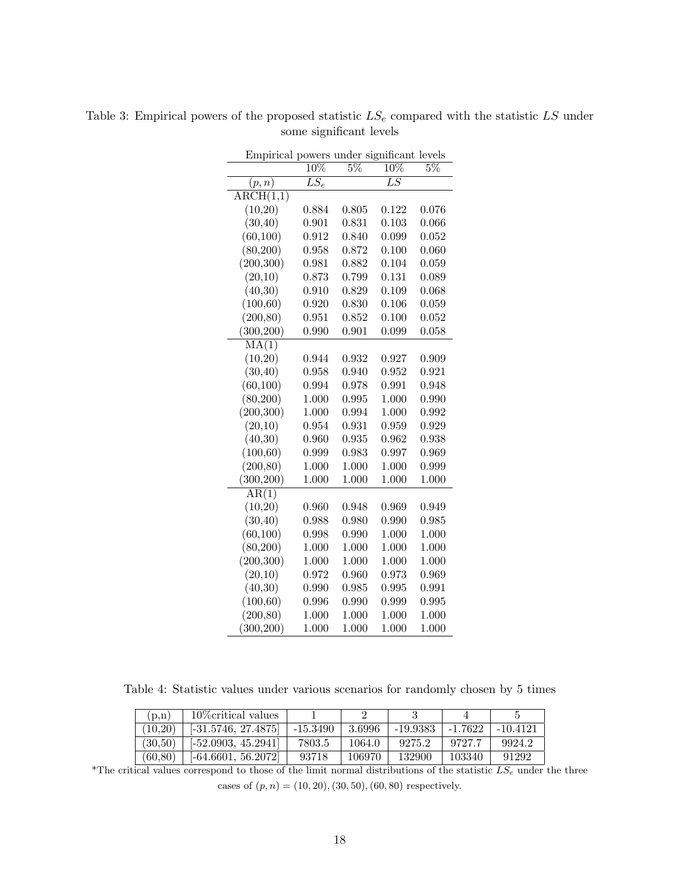Table 3: Empirical powers of the proposed statistic $LS_e$ compared with the statistic $LS$ under some significant levels

| Empirical powers under significant levels | | | | |
|---|---|---|---|---|
| | 10% | 5% | 10% | 5% |
| $(p,n)$ | $LS_e$ | | $LS$ | |
| ARCH(1,1) | | | | |
| (10,20) | 0.884 | 0.805 | 0.122 | 0.076 |
| (30,40) | 0.901 | 0.831 | 0.103 | 0.066 |
| (60,100) | 0.912 | 0.840 | 0.099 | 0.052 |
| (80,200) | 0.958 | 0.872 | 0.100 | 0.060 |
| (200,300) | 0.981 | 0.882 | 0.104 | 0.059 |
| (20,10) | 0.873 | 0.799 | 0.131 | 0.089 |
| (40,30) | 0.910 | 0.829 | 0.109 | 0.068 |
| (100,60) | 0.920 | 0.830 | 0.106 | 0.059 |
| (200,80) | 0.951 | 0.852 | 0.100 | 0.052 |
| (300,200) | 0.990 | 0.901 | 0.099 | 0.058 |
| MA(1) | | | | |
| (10,20) | 0.944 | 0.932 | 0.927 | 0.909 |
| (30,40) | 0.958 | 0.940 | 0.952 | 0.921 |
| (60,100) | 0.994 | 0.978 | 0.991 | 0.948 |
| (80,200) | 1.000 | 0.995 | 1.000 | 0.990 |
| (200,300) | 1.000 | 0.994 | 1.000 | 0.992 |
| (20,10) | 0.954 | 0.931 | 0.959 | 0.929 |
| (40,30) | 0.960 | 0.935 | 0.962 | 0.938 |
| (100,60) | 0.999 | 0.983 | 0.997 | 0.969 |
| (200,80) | 1.000 | 1.000 | 1.000 | 0.999 |
| (300,200) | 1.000 | 1.000 | 1.000 | 1.000 |
| AR(1) | | | | |
| (10,20) | 0.960 | 0.948 | 0.969 | 0.949 |
| (30,40) | 0.988 | 0.980 | 0.990 | 0.985 |
| (60,100) | 0.998 | 0.990 | 1.000 | 1.000 |
| (80,200) | 1.000 | 1.000 | 1.000 | 1.000 |
| (200,300) | 1.000 | 1.000 | 1.000 | 1.000 |
| (20,10) | 0.972 | 0.960 | 0.973 | 0.969 |
| (40,30) | 0.990 | 0.985 | 0.995 | 0.991 |
| (100,60) | 0.996 | 0.990 | 0.999 | 0.995 |
| (200,80) | 1.000 | 1.000 | 1.000 | 1.000 |
| (300,200) | 1.000 | 1.000 | 1.000 | 1.000 |

Table 4: Statistic values under various scenarios for randomly chosen by 5 times

| (p,n) | 10%critical values | 1 | 2 | 3 | 4 | 5 |
|---|---|---|---|---|---|---|
| (10,20) | [-31.5746, 27.4875] | -15.3490 | 3.6996 | -19.9383 | -1.7622 | -10.4121 |
| (30,50) | [-52.0903, 45.2941] | 7803.5 | 1064.0 | 9275.2 | 9727.7 | 9924.2 |
| (60,80) | [-64.6601, 56.2072] | 93718 | 106970 | 132900 | 103340 | 91292 |

*The critical values correspond to those of the limit normal distributions of the statistic $LS_e$ under the three cases of $(p,n) = (10,20), (30,50), (60,80)$ respectively.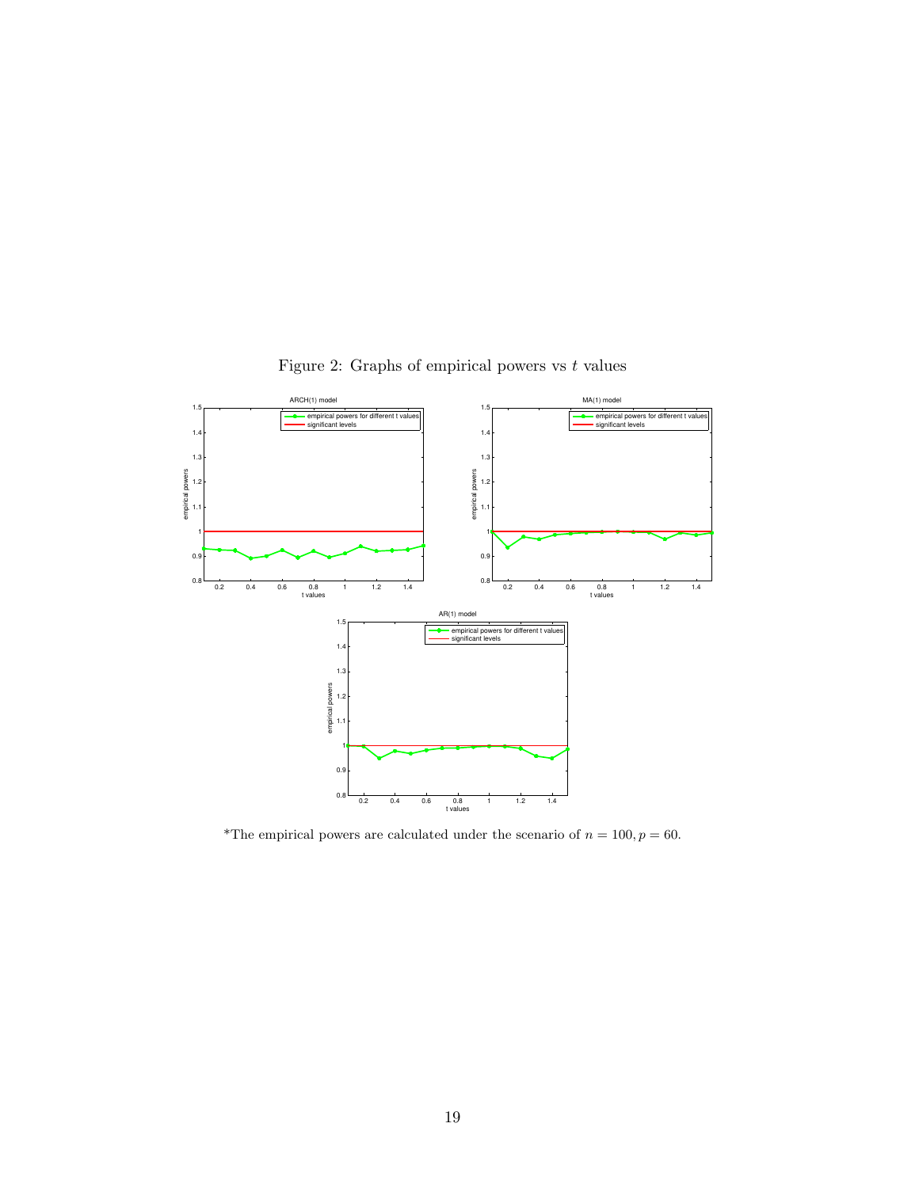Figure 2: Graphs of empirical powers vs $t$ values

*The empirical powers are calculated under the scenario of $n = 100, p = 60$.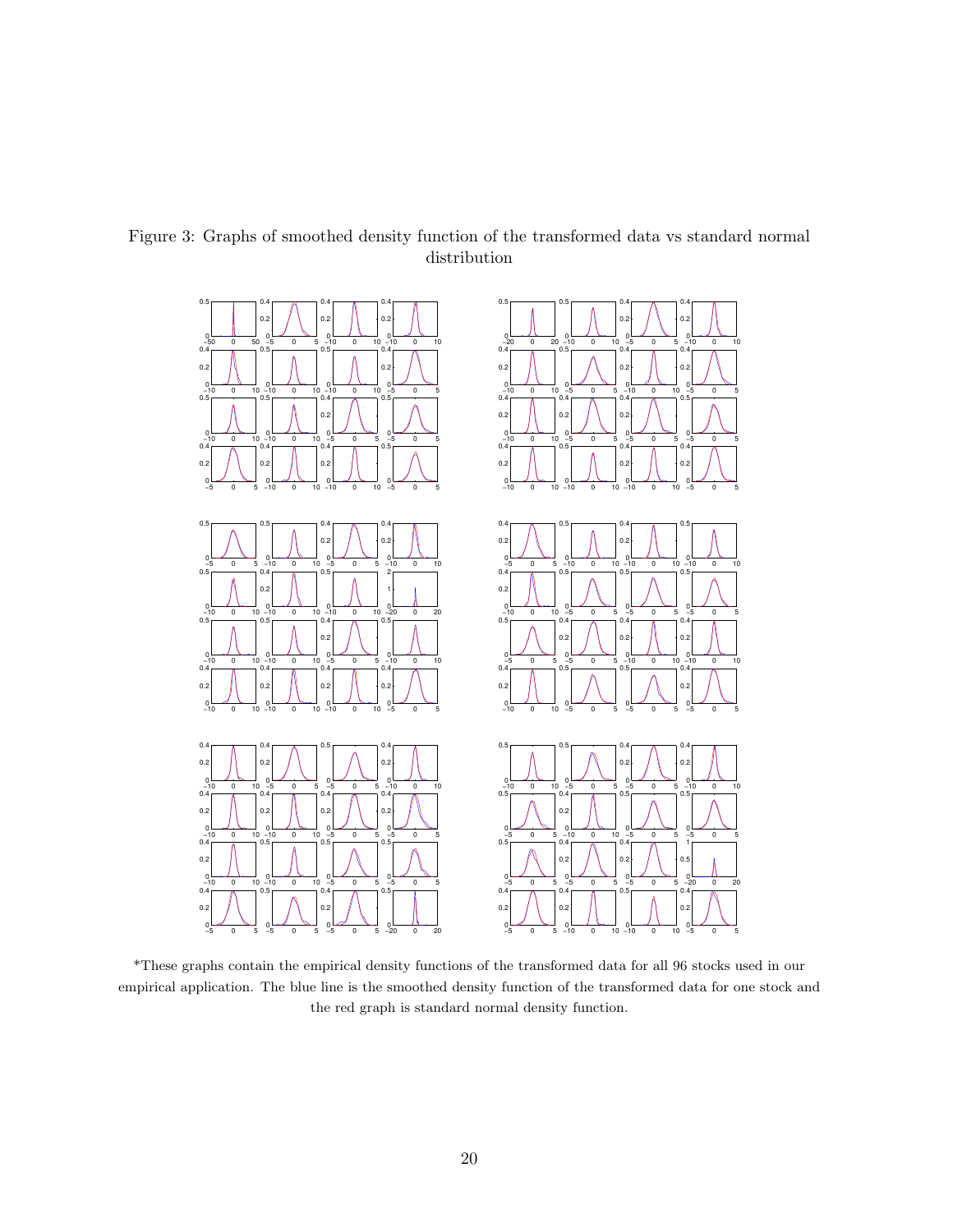Figure 3: Graphs of smoothed density function of the transformed data vs standard normal distribution

*These graphs contain the empirical density functions of the transformed data for all 96 stocks used in our empirical application. The blue line is the smoothed density function of the transformed data for one stock and the red graph is standard normal density function.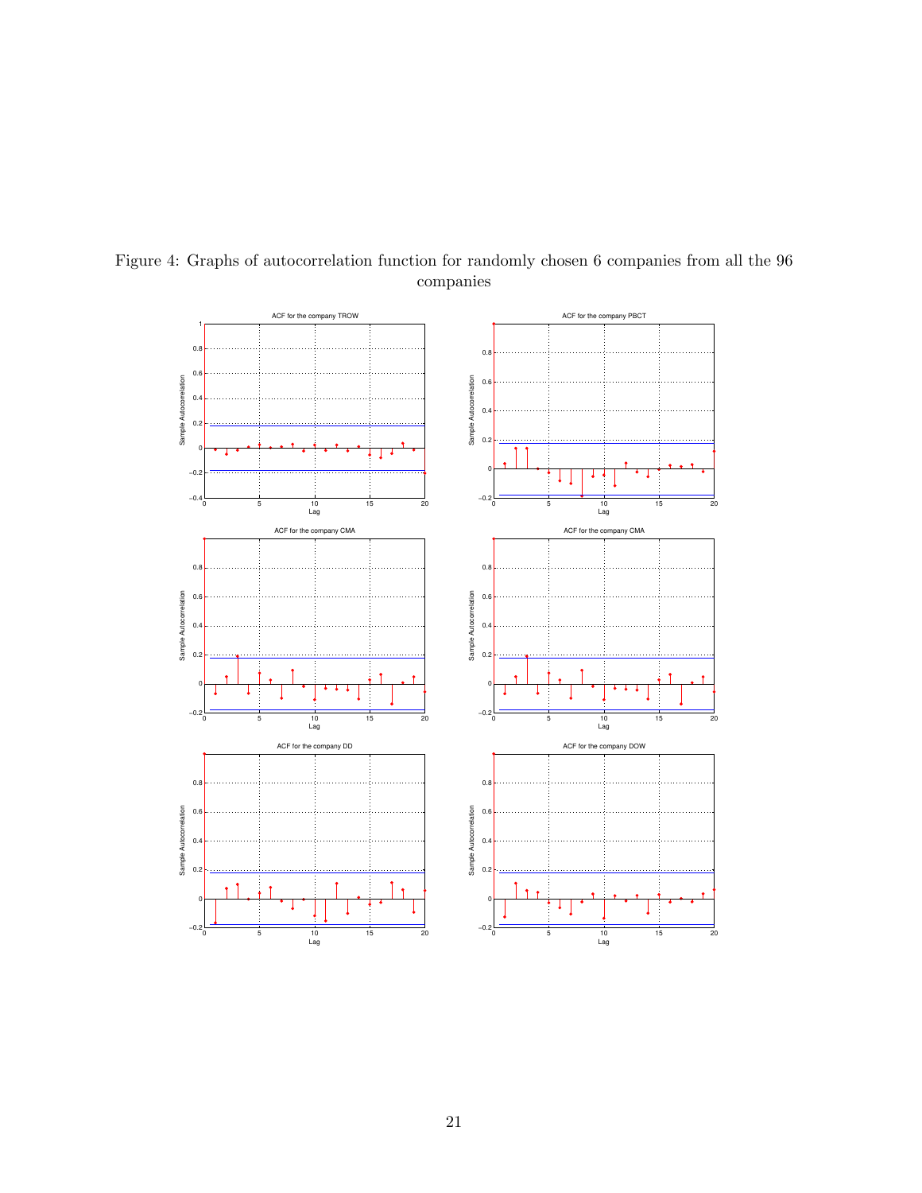Figure 4: Graphs of autocorrelation function for randomly chosen 6 companies from all the 96 companies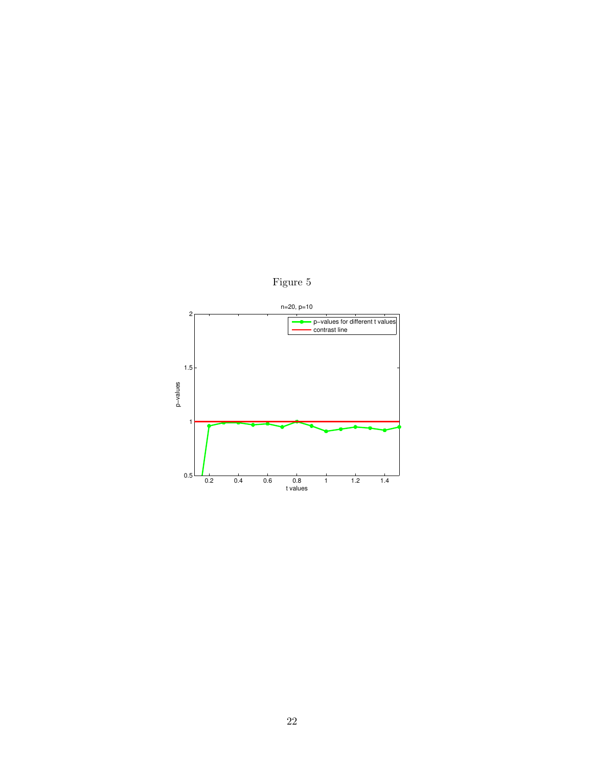Figure 5

n=20, p=10

p−values for different t values
contrast line

p−values

2
1.5
1
0.5

0.2 0.4 0.6 0.8 1 1.2 1.4

t values